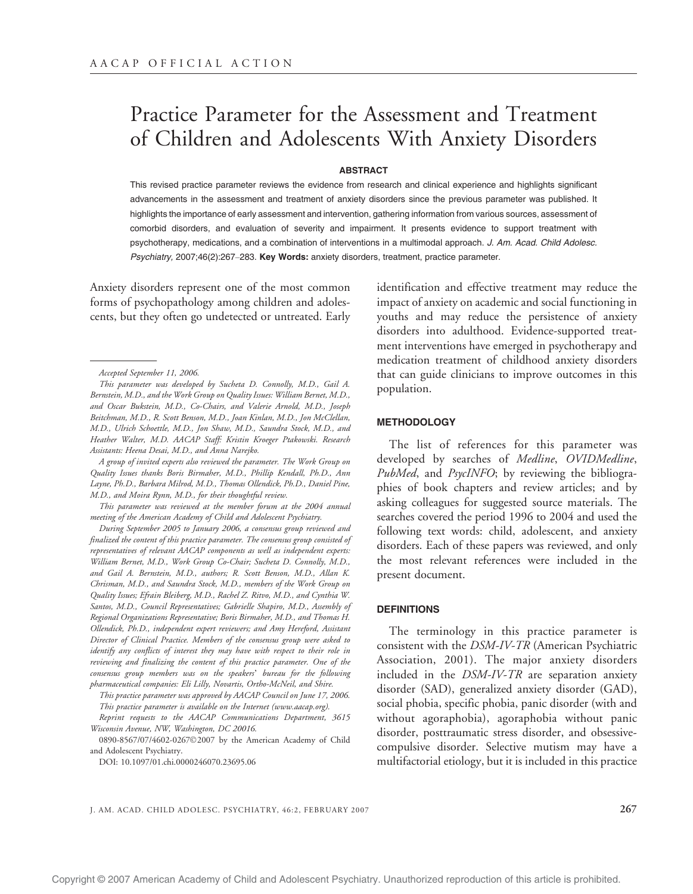AACAP OFFICIAL ACTION

# Practice Parameter for the Assessment and Treatment of Children and Adolescents With Anxiety Disorders

**ABSTRACT**

This revised practice parameter reviews the evidence from research and clinical experience and highlights significant advancements in the assessment and treatment of anxiety disorders since the previous parameter was published. It highlights the importance of early assessment and intervention, gathering information from various sources, assessment of comorbid disorders, and evaluation of severity and impairment. It presents evidence to support treatment with psychotherapy, medications, and a combination of interventions in a multimodal approach. *J. Am. Acad. Child Adolesc. Psychiatry,* 2007;46(2):267–283. **Key Words:** anxiety disorders, treatment, practice parameter.

Anxiety disorders represent one of the most common forms of psychopathology among children and adolescents, but they often go undetected or untreated. Early identification and effective treatment may reduce the impact of anxiety on academic and social functioning in youths and may reduce the persistence of anxiety disorders into adulthood. Evidence-supported treatment interventions have emerged in psychotherapy and medication treatment of childhood anxiety disorders that can guide clinicians to improve outcomes in this population.

## METHODOLOGY

The list of references for this parameter was developed by searches of *Medline*, *OVIDMedline*, *PubMed*, and *PsycINFO*; by reviewing the bibliographies of book chapters and review articles; and by asking colleagues for suggested source materials. The searches covered the period 1996 to 2004 and used the following text words: child, adolescent, and anxiety disorders. Each of these papers was reviewed, and only the most relevant references were included in the present document.

## DEFINITIONS

The terminology in this practice parameter is consistent with the *DSM-IV-TR* (American Psychiatric Association, 2001). The major anxiety disorders included in the *DSM-IV-TR* are separation anxiety disorder (SAD), generalized anxiety disorder (GAD), social phobia, specific phobia, panic disorder (with and without agoraphobia), agoraphobia without panic disorder, posttraumatic stress disorder, and obsessive-compulsive disorder. Selective mutism may have a multifactorial etiology, but it is included in this practice

---

*Accepted September 11, 2006.*

*This parameter was developed by Sucheta D. Connolly, M.D., Gail A. Bernstein, M.D., and the Work Group on Quality Issues: William Bernet, M.D., and Oscar Bukstein, M.D., Co-Chairs, and Valerie Arnold, M.D., Joseph Beitchman, M.D., R. Scott Benson, M.D., Joan Kinlan, M.D., Jon McClellan, M.D., Ulrich Schoettle, M.D., Jon Shaw, M.D., Saundra Stock, M.D., and Heather Walter, M.D. AACAP Staff: Kristin Kroeger Ptakowski. Research Assistants: Heena Desai, M.D., and Anna Narejko.*

*A group of invited experts also reviewed the parameter. The Work Group on Quality Issues thanks Boris Birmaher, M.D., Phillip Kendall, Ph.D., Ann Layne, Ph.D., Barbara Milrod, M.D., Thomas Ollendick, Ph.D., Daniel Pine, M.D., and Moira Rynn, M.D., for their thoughtful review.*

*This parameter was reviewed at the member forum at the 2004 annual meeting of the American Academy of Child and Adolescent Psychiatry.*

*During September 2005 to January 2006, a consensus group reviewed and finalized the content of this practice parameter. The consensus group consisted of representatives of relevant AACAP components as well as independent experts: William Bernet, M.D., Work Group Co-Chair; Sucheta D. Connolly, M.D., and Gail A. Bernstein, M.D., authors; R. Scott Benson, M.D., Allan K. Chrisman, M.D., and Saundra Stock, M.D., members of the Work Group on Quality Issues; Efrain Bleiberg, M.D., Rachel Z. Ritvo, M.D., and Cynthia W. Santos, M.D., Council Representatives; Gabrielle Shapiro, M.D., Assembly of Regional Organizations Representative; Boris Birmaher, M.D., and Thomas H. Ollendick, Ph.D., independent expert reviewers; and Amy Hereford, Assistant Director of Clinical Practice. Members of the consensus group were asked to identify any conflicts of interest they may have with respect to their role in reviewing and finalizing the content of this practice parameter. One of the consensus group members was on the speakers' bureau for the following pharmaceutical companies: Eli Lilly, Novartis, Ortho-McNeil, and Shire.*

*This practice parameter was approved by AACAP Council on June 17, 2006.*

*This practice parameter is available on the Internet (www.aacap.org).*

*Reprint requests to the AACAP Communications Department, 3615 Wisconsin Avenue, NW, Washington, DC 20016.*

0890-8567/07/4602-0267©2007 by the American Academy of Child and Adolescent Psychiatry.

DOI: 10.1097/01.chi.0000246070.23695.06

Copyright © 2007 American Academy of Child and Adolescent Psychiatry. Unauthorized reproduction of this article is prohibited.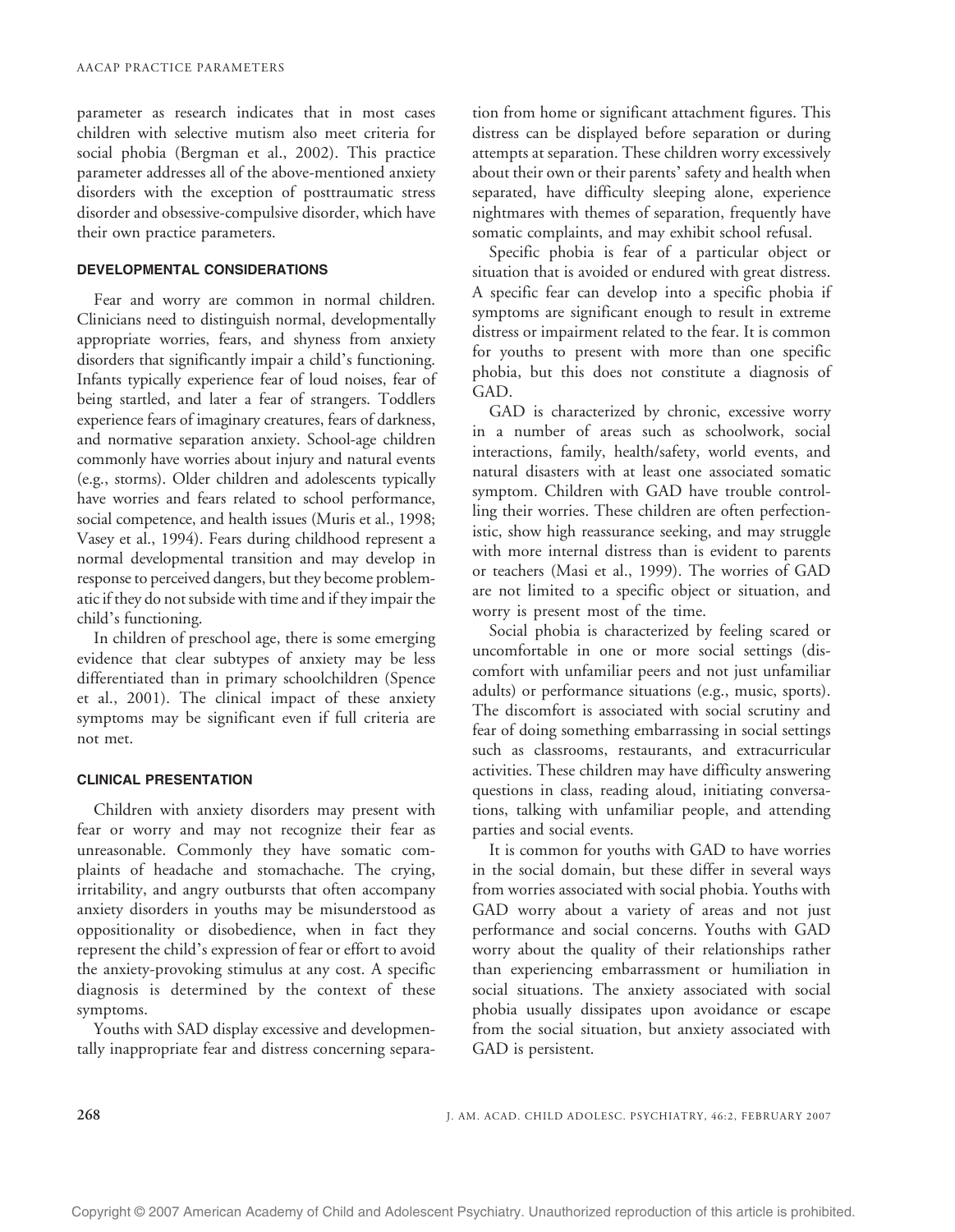parameter as research indicates that in most cases children with selective mutism also meet criteria for social phobia (Bergman et al., 2002). This practice parameter addresses all of the above-mentioned anxiety disorders with the exception of posttraumatic stress disorder and obsessive-compulsive disorder, which have their own practice parameters.

## DEVELOPMENTAL CONSIDERATIONS

Fear and worry are common in normal children. Clinicians need to distinguish normal, developmentally appropriate worries, fears, and shyness from anxiety disorders that significantly impair a child's functioning. Infants typically experience fear of loud noises, fear of being startled, and later a fear of strangers. Toddlers experience fears of imaginary creatures, fears of darkness, and normative separation anxiety. School-age children commonly have worries about injury and natural events (e.g., storms). Older children and adolescents typically have worries and fears related to school performance, social competence, and health issues (Muris et al., 1998; Vasey et al., 1994). Fears during childhood represent a normal developmental transition and may develop in response to perceived dangers, but they become problematic if they do not subside with time and if they impair the child's functioning.

In children of preschool age, there is some emerging evidence that clear subtypes of anxiety may be less differentiated than in primary schoolchildren (Spence et al., 2001). The clinical impact of these anxiety symptoms may be significant even if full criteria are not met.

## CLINICAL PRESENTATION

Children with anxiety disorders may present with fear or worry and may not recognize their fear as unreasonable. Commonly they have somatic complaints of headache and stomachache. The crying, irritability, and angry outbursts that often accompany anxiety disorders in youths may be misunderstood as oppositionality or disobedience, when in fact they represent the child's expression of fear or effort to avoid the anxiety-provoking stimulus at any cost. A specific diagnosis is determined by the context of these symptoms.

Youths with SAD display excessive and developmentally inappropriate fear and distress concerning separation from home or significant attachment figures. This distress can be displayed before separation or during attempts at separation. These children worry excessively about their own or their parents' safety and health when separated, have difficulty sleeping alone, experience nightmares with themes of separation, frequently have somatic complaints, and may exhibit school refusal.

Specific phobia is fear of a particular object or situation that is avoided or endured with great distress. A specific fear can develop into a specific phobia if symptoms are significant enough to result in extreme distress or impairment related to the fear. It is common for youths to present with more than one specific phobia, but this does not constitute a diagnosis of GAD.

GAD is characterized by chronic, excessive worry in a number of areas such as schoolwork, social interactions, family, health/safety, world events, and natural disasters with at least one associated somatic symptom. Children with GAD have trouble controlling their worries. These children are often perfectionistic, show high reassurance seeking, and may struggle with more internal distress than is evident to parents or teachers (Masi et al., 1999). The worries of GAD are not limited to a specific object or situation, and worry is present most of the time.

Social phobia is characterized by feeling scared or uncomfortable in one or more social settings (discomfort with unfamiliar peers and not just unfamiliar adults) or performance situations (e.g., music, sports). The discomfort is associated with social scrutiny and fear of doing something embarrassing in social settings such as classrooms, restaurants, and extracurricular activities. These children may have difficulty answering questions in class, reading aloud, initiating conversations, talking with unfamiliar people, and attending parties and social events.

It is common for youths with GAD to have worries in the social domain, but these differ in several ways from worries associated with social phobia. Youths with GAD worry about a variety of areas and not just performance and social concerns. Youths with GAD worry about the quality of their relationships rather than experiencing embarrassment or humiliation in social situations. The anxiety associated with social phobia usually dissipates upon avoidance or escape from the social situation, but anxiety associated with GAD is persistent.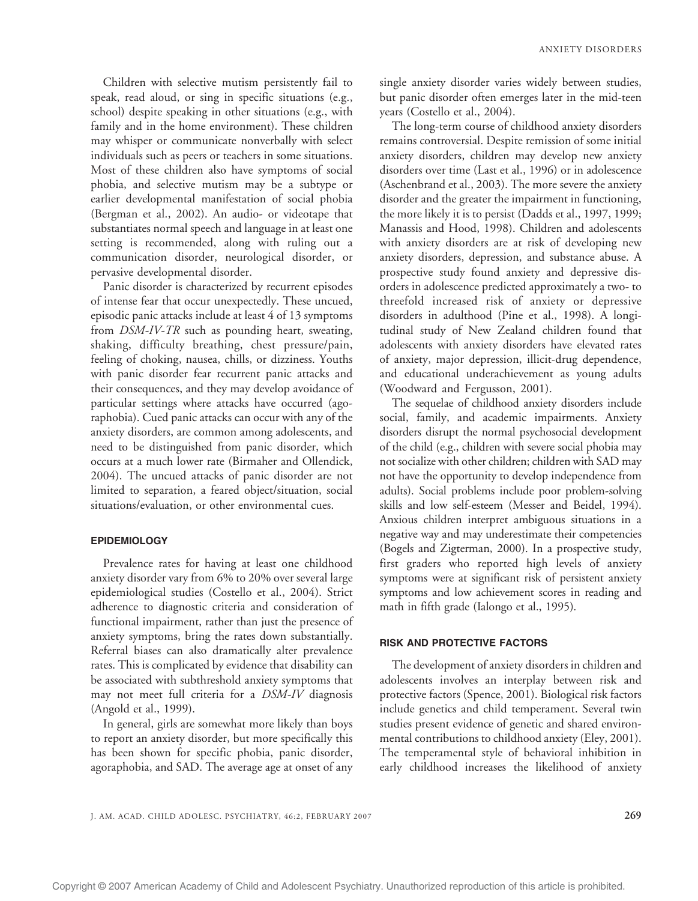Children with selective mutism persistently fail to speak, read aloud, or sing in specific situations (e.g., school) despite speaking in other situations (e.g., with family and in the home environment). These children may whisper or communicate nonverbally with select individuals such as peers or teachers in some situations. Most of these children also have symptoms of social phobia, and selective mutism may be a subtype or earlier developmental manifestation of social phobia (Bergman et al., 2002). An audio- or videotape that substantiates normal speech and language in at least one setting is recommended, along with ruling out a communication disorder, neurological disorder, or pervasive developmental disorder.

Panic disorder is characterized by recurrent episodes of intense fear that occur unexpectedly. These uncued, episodic panic attacks include at least 4 of 13 symptoms from *DSM-IV-TR* such as pounding heart, sweating, shaking, difficulty breathing, chest pressure/pain, feeling of choking, nausea, chills, or dizziness. Youths with panic disorder fear recurrent panic attacks and their consequences, and they may develop avoidance of particular settings where attacks have occurred (agoraphobia). Cued panic attacks can occur with any of the anxiety disorders, are common among adolescents, and need to be distinguished from panic disorder, which occurs at a much lower rate (Birmaher and Ollendick, 2004). The uncued attacks of panic disorder are not limited to separation, a feared object/situation, social situations/evaluation, or other environmental cues.

## EPIDEMIOLOGY

Prevalence rates for having at least one childhood anxiety disorder vary from 6% to 20% over several large epidemiological studies (Costello et al., 2004). Strict adherence to diagnostic criteria and consideration of functional impairment, rather than just the presence of anxiety symptoms, bring the rates down substantially. Referral biases can also dramatically alter prevalence rates. This is complicated by evidence that disability can be associated with subthreshold anxiety symptoms that may not meet full criteria for a *DSM-IV* diagnosis (Angold et al., 1999).

In general, girls are somewhat more likely than boys to report an anxiety disorder, but more specifically this has been shown for specific phobia, panic disorder, agoraphobia, and SAD. The average age at onset of any single anxiety disorder varies widely between studies, but panic disorder often emerges later in the mid-teen years (Costello et al., 2004).

The long-term course of childhood anxiety disorders remains controversial. Despite remission of some initial anxiety disorders, children may develop new anxiety disorders over time (Last et al., 1996) or in adolescence (Aschenbrand et al., 2003). The more severe the anxiety disorder and the greater the impairment in functioning, the more likely it is to persist (Dadds et al., 1997, 1999; Manassis and Hood, 1998). Children and adolescents with anxiety disorders are at risk of developing new anxiety disorders, depression, and substance abuse. A prospective study found anxiety and depressive disorders in adolescence predicted approximately a two- to threefold increased risk of anxiety or depressive disorders in adulthood (Pine et al., 1998). A longitudinal study of New Zealand children found that adolescents with anxiety disorders have elevated rates of anxiety, major depression, illicit-drug dependence, and educational underachievement as young adults (Woodward and Fergusson, 2001).

The sequelae of childhood anxiety disorders include social, family, and academic impairments. Anxiety disorders disrupt the normal psychosocial development of the child (e.g., children with severe social phobia may not socialize with other children; children with SAD may not have the opportunity to develop independence from adults). Social problems include poor problem-solving skills and low self-esteem (Messer and Beidel, 1994). Anxious children interpret ambiguous situations in a negative way and may underestimate their competencies (Bogels and Zigterman, 2000). In a prospective study, first graders who reported high levels of anxiety symptoms were at significant risk of persistent anxiety symptoms and low achievement scores in reading and math in fifth grade (Ialongo et al., 1995).

## RISK AND PROTECTIVE FACTORS

The development of anxiety disorders in children and adolescents involves an interplay between risk and protective factors (Spence, 2001). Biological risk factors include genetics and child temperament. Several twin studies present evidence of genetic and shared environmental contributions to childhood anxiety (Eley, 2001). The temperamental style of behavioral inhibition in early childhood increases the likelihood of anxiety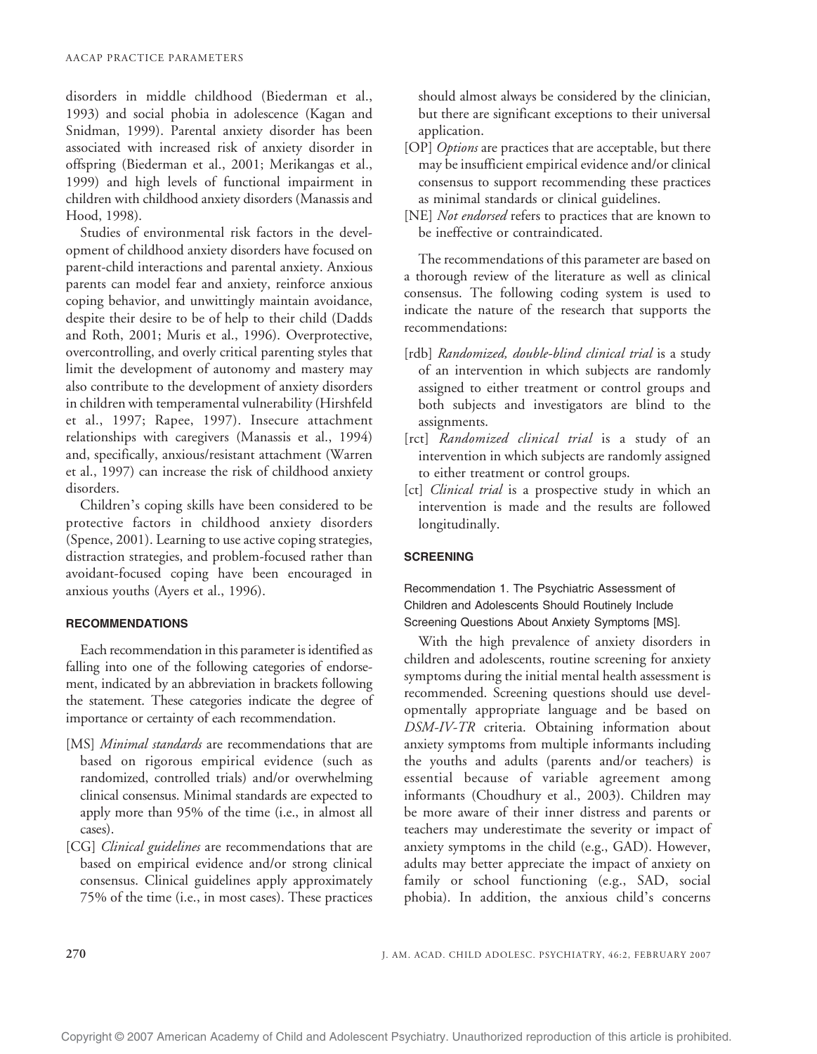disorders in middle childhood (Biederman et al., 1993) and social phobia in adolescence (Kagan and Snidman, 1999). Parental anxiety disorder has been associated with increased risk of anxiety disorder in offspring (Biederman et al., 2001; Merikangas et al., 1999) and high levels of functional impairment in children with childhood anxiety disorders (Manassis and Hood, 1998).

Studies of environmental risk factors in the development of childhood anxiety disorders have focused on parent-child interactions and parental anxiety. Anxious parents can model fear and anxiety, reinforce anxious coping behavior, and unwittingly maintain avoidance, despite their desire to be of help to their child (Dadds and Roth, 2001; Muris et al., 1996). Overprotective, overcontrolling, and overly critical parenting styles that limit the development of autonomy and mastery may also contribute to the development of anxiety disorders in children with temperamental vulnerability (Hirshfeld et al., 1997; Rapee, 1997). Insecure attachment relationships with caregivers (Manassis et al., 1994) and, specifically, anxious/resistant attachment (Warren et al., 1997) can increase the risk of childhood anxiety disorders.

Children's coping skills have been considered to be protective factors in childhood anxiety disorders (Spence, 2001). Learning to use active coping strategies, distraction strategies, and problem-focused rather than avoidant-focused coping have been encouraged in anxious youths (Ayers et al., 1996).

## RECOMMENDATIONS

Each recommendation in this parameter is identified as falling into one of the following categories of endorsement, indicated by an abbreviation in brackets following the statement. These categories indicate the degree of importance or certainty of each recommendation.

- [MS] *Minimal standards* are recommendations that are based on rigorous empirical evidence (such as randomized, controlled trials) and/or overwhelming clinical consensus. Minimal standards are expected to apply more than 95% of the time (i.e., in almost all cases).
- [CG] *Clinical guidelines* are recommendations that are based on empirical evidence and/or strong clinical consensus. Clinical guidelines apply approximately 75% of the time (i.e., in most cases). These practices should almost always be considered by the clinician, but there are significant exceptions to their universal application.
- [OP] *Options* are practices that are acceptable, but there may be insufficient empirical evidence and/or clinical consensus to support recommending these practices as minimal standards or clinical guidelines.
- [NE] *Not endorsed* refers to practices that are known to be ineffective or contraindicated.

The recommendations of this parameter are based on a thorough review of the literature as well as clinical consensus. The following coding system is used to indicate the nature of the research that supports the recommendations:

- [rdb] *Randomized, double-blind clinical trial* is a study of an intervention in which subjects are randomly assigned to either treatment or control groups and both subjects and investigators are blind to the assignments.
- [rct] *Randomized clinical trial* is a study of an intervention in which subjects are randomly assigned to either treatment or control groups.
- [ct] *Clinical trial* is a prospective study in which an intervention is made and the results are followed longitudinally.

## SCREENING

### Recommendation 1. The Psychiatric Assessment of Children and Adolescents Should Routinely Include Screening Questions About Anxiety Symptoms [MS].

With the high prevalence of anxiety disorders in children and adolescents, routine screening for anxiety symptoms during the initial mental health assessment is recommended. Screening questions should use developmentally appropriate language and be based on *DSM-IV-TR* criteria. Obtaining information about anxiety symptoms from multiple informants including the youths and adults (parents and/or teachers) is essential because of variable agreement among informants (Choudhury et al., 2003). Children may be more aware of their inner distress and parents or teachers may underestimate the severity or impact of anxiety symptoms in the child (e.g., GAD). However, adults may better appreciate the impact of anxiety on family or school functioning (e.g., SAD, social phobia). In addition, the anxious child's concerns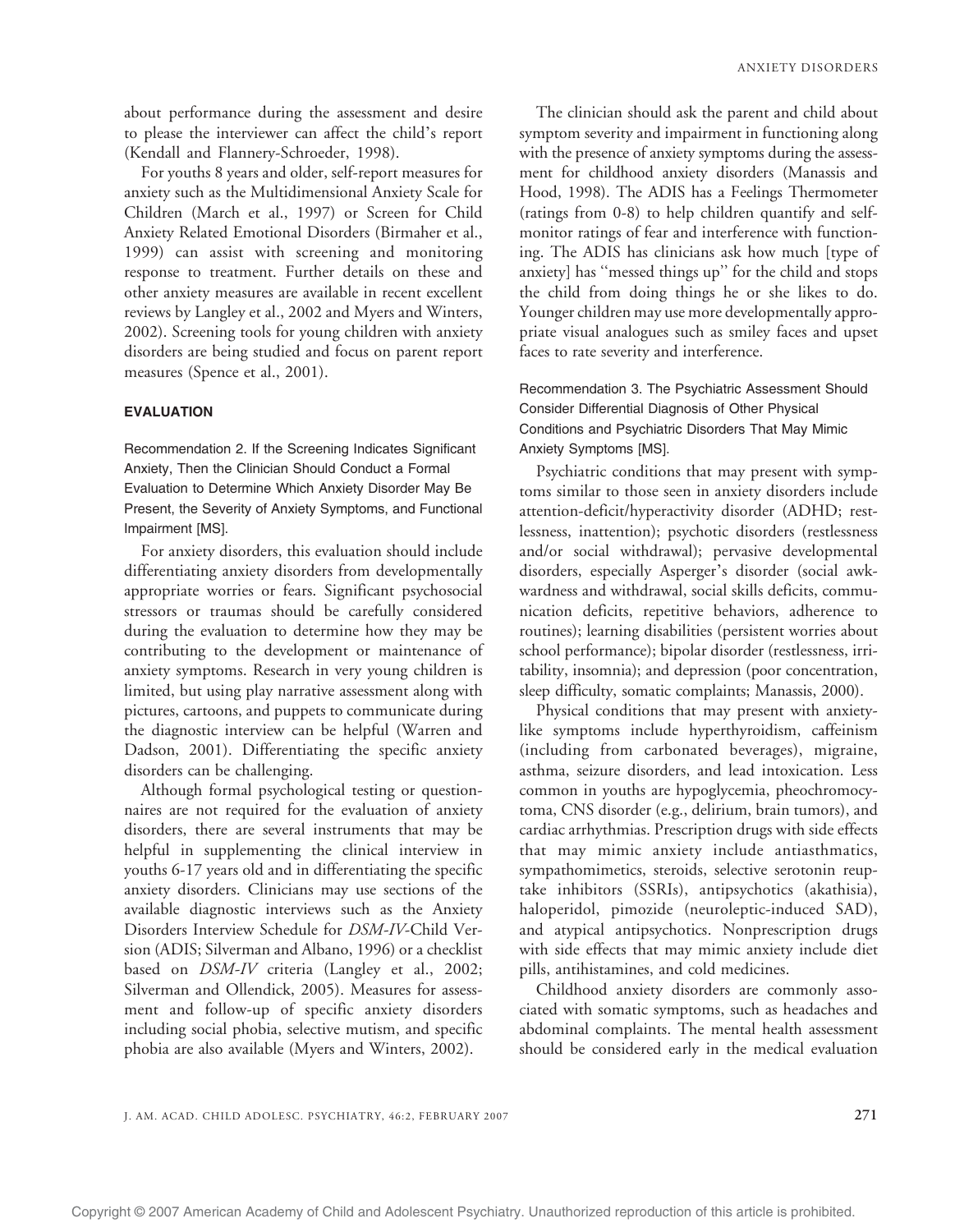about performance during the assessment and desire to please the interviewer can affect the child's report (Kendall and Flannery-Schroeder, 1998).

For youths 8 years and older, self-report measures for anxiety such as the Multidimensional Anxiety Scale for Children (March et al., 1997) or Screen for Child Anxiety Related Emotional Disorders (Birmaher et al., 1999) can assist with screening and monitoring response to treatment. Further details on these and other anxiety measures are available in recent excellent reviews by Langley et al., 2002 and Myers and Winters, 2002). Screening tools for young children with anxiety disorders are being studied and focus on parent report measures (Spence et al., 2001).

## EVALUATION

### Recommendation 2. If the Screening Indicates Significant Anxiety, Then the Clinician Should Conduct a Formal Evaluation to Determine Which Anxiety Disorder May Be Present, the Severity of Anxiety Symptoms, and Functional Impairment [MS].

For anxiety disorders, this evaluation should include differentiating anxiety disorders from developmentally appropriate worries or fears. Significant psychosocial stressors or traumas should be carefully considered during the evaluation to determine how they may be contributing to the development or maintenance of anxiety symptoms. Research in very young children is limited, but using play narrative assessment along with pictures, cartoons, and puppets to communicate during the diagnostic interview can be helpful (Warren and Dadson, 2001). Differentiating the specific anxiety disorders can be challenging.

Although formal psychological testing or questionnaires are not required for the evaluation of anxiety disorders, there are several instruments that may be helpful in supplementing the clinical interview in youths 6-17 years old and in differentiating the specific anxiety disorders. Clinicians may use sections of the available diagnostic interviews such as the Anxiety Disorders Interview Schedule for *DSM-IV*-Child Version (ADIS; Silverman and Albano, 1996) or a checklist based on *DSM-IV* criteria (Langley et al., 2002; Silverman and Ollendick, 2005). Measures for assessment and follow-up of specific anxiety disorders including social phobia, selective mutism, and specific phobia are also available (Myers and Winters, 2002).

The clinician should ask the parent and child about symptom severity and impairment in functioning along with the presence of anxiety symptoms during the assessment for childhood anxiety disorders (Manassis and Hood, 1998). The ADIS has a Feelings Thermometer (ratings from 0-8) to help children quantify and self-monitor ratings of fear and interference with functioning. The ADIS has clinicians ask how much [type of anxiety] has "messed things up" for the child and stops the child from doing things he or she likes to do. Younger children may use more developmentally appropriate visual analogues such as smiley faces and upset faces to rate severity and interference.

### Recommendation 3. The Psychiatric Assessment Should Consider Differential Diagnosis of Other Physical Conditions and Psychiatric Disorders That May Mimic Anxiety Symptoms [MS].

Psychiatric conditions that may present with symptoms similar to those seen in anxiety disorders include attention-deficit/hyperactivity disorder (ADHD; restlessness, inattention); psychotic disorders (restlessness and/or social withdrawal); pervasive developmental disorders, especially Asperger's disorder (social awkwardness and withdrawal, social skills deficits, communication deficits, repetitive behaviors, adherence to routines); learning disabilities (persistent worries about school performance); bipolar disorder (restlessness, irritability, insomnia); and depression (poor concentration, sleep difficulty, somatic complaints; Manassis, 2000).

Physical conditions that may present with anxiety-like symptoms include hyperthyroidism, caffeinism (including from carbonated beverages), migraine, asthma, seizure disorders, and lead intoxication. Less common in youths are hypoglycemia, pheochromocytoma, CNS disorder (e.g., delirium, brain tumors), and cardiac arrhythmias. Prescription drugs with side effects that may mimic anxiety include antiasthmatics, sympathomimetics, steroids, selective serotonin reuptake inhibitors (SSRIs), antipsychotics (akathisia), haloperidol, pimozide (neuroleptic-induced SAD), and atypical antipsychotics. Nonprescription drugs with side effects that may mimic anxiety include diet pills, antihistamines, and cold medicines.

Childhood anxiety disorders are commonly associated with somatic symptoms, such as headaches and abdominal complaints. The mental health assessment should be considered early in the medical evaluation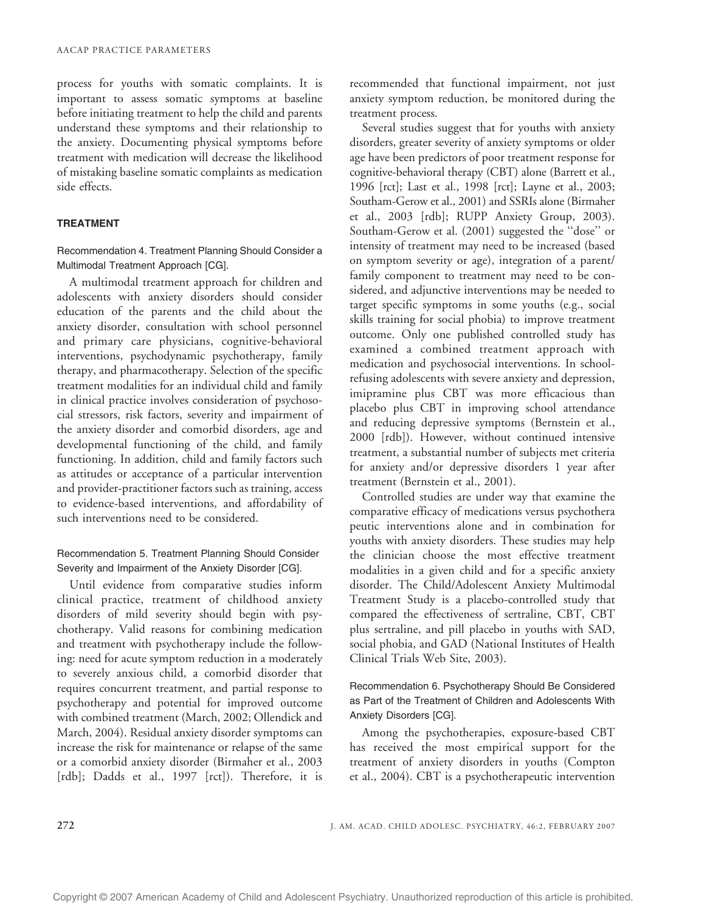process for youths with somatic complaints. It is important to assess somatic symptoms at baseline before initiating treatment to help the child and parents understand these symptoms and their relationship to the anxiety. Documenting physical symptoms before treatment with medication will decrease the likelihood of mistaking baseline somatic complaints as medication side effects.

## TREATMENT

### Recommendation 4. Treatment Planning Should Consider a Multimodal Treatment Approach [CG].

A multimodal treatment approach for children and adolescents with anxiety disorders should consider education of the parents and the child about the anxiety disorder, consultation with school personnel and primary care physicians, cognitive-behavioral interventions, psychodynamic psychotherapy, family therapy, and pharmacotherapy. Selection of the specific treatment modalities for an individual child and family in clinical practice involves consideration of psychosocial stressors, risk factors, severity and impairment of the anxiety disorder and comorbid disorders, age and developmental functioning of the child, and family functioning. In addition, child and family factors such as attitudes or acceptance of a particular intervention and provider-practitioner factors such as training, access to evidence-based interventions, and affordability of such interventions need to be considered.

### Recommendation 5. Treatment Planning Should Consider Severity and Impairment of the Anxiety Disorder [CG].

Until evidence from comparative studies inform clinical practice, treatment of childhood anxiety disorders of mild severity should begin with psychotherapy. Valid reasons for combining medication and treatment with psychotherapy include the following: need for acute symptom reduction in a moderately to severely anxious child, a comorbid disorder that requires concurrent treatment, and partial response to psychotherapy and potential for improved outcome with combined treatment (March, 2002; Ollendick and March, 2004). Residual anxiety disorder symptoms can increase the risk for maintenance or relapse of the same or a comorbid anxiety disorder (Birmaher et al., 2003 [rdb]; Dadds et al., 1997 [rct]). Therefore, it is recommended that functional impairment, not just anxiety symptom reduction, be monitored during the treatment process.

Several studies suggest that for youths with anxiety disorders, greater severity of anxiety symptoms or older age have been predictors of poor treatment response for cognitive-behavioral therapy (CBT) alone (Barrett et al., 1996 [rct]; Last et al., 1998 [rct]; Layne et al., 2003; Southam-Gerow et al., 2001) and SSRIs alone (Birmaher et al., 2003 [rdb]; RUPP Anxiety Group, 2003). Southam-Gerow et al. (2001) suggested the "dose" or intensity of treatment may need to be increased (based on symptom severity or age), integration of a parent/family component to treatment may need to be considered, and adjunctive interventions may be needed to target specific symptoms in some youths (e.g., social skills training for social phobia) to improve treatment outcome. Only one published controlled study has examined a combined treatment approach with medication and psychosocial interventions. In school-refusing adolescents with severe anxiety and depression, imipramine plus CBT was more efficacious than placebo plus CBT in improving school attendance and reducing depressive symptoms (Bernstein et al., 2000 [rdb]). However, without continued intensive treatment, a substantial number of subjects met criteria for anxiety and/or depressive disorders 1 year after treatment (Bernstein et al., 2001).

Controlled studies are under way that examine the comparative efficacy of medications versus psychotherapeutic interventions alone and in combination for youths with anxiety disorders. These studies may help the clinician choose the most effective treatment modalities in a given child and for a specific anxiety disorder. The Child/Adolescent Anxiety Multimodal Treatment Study is a placebo-controlled study that compared the effectiveness of sertraline, CBT, CBT plus sertraline, and pill placebo in youths with SAD, social phobia, and GAD (National Institutes of Health Clinical Trials Web Site, 2003).

### Recommendation 6. Psychotherapy Should Be Considered as Part of the Treatment of Children and Adolescents With Anxiety Disorders [CG].

Among the psychotherapies, exposure-based CBT has received the most empirical support for the treatment of anxiety disorders in youths (Compton et al., 2004). CBT is a psychotherapeutic intervention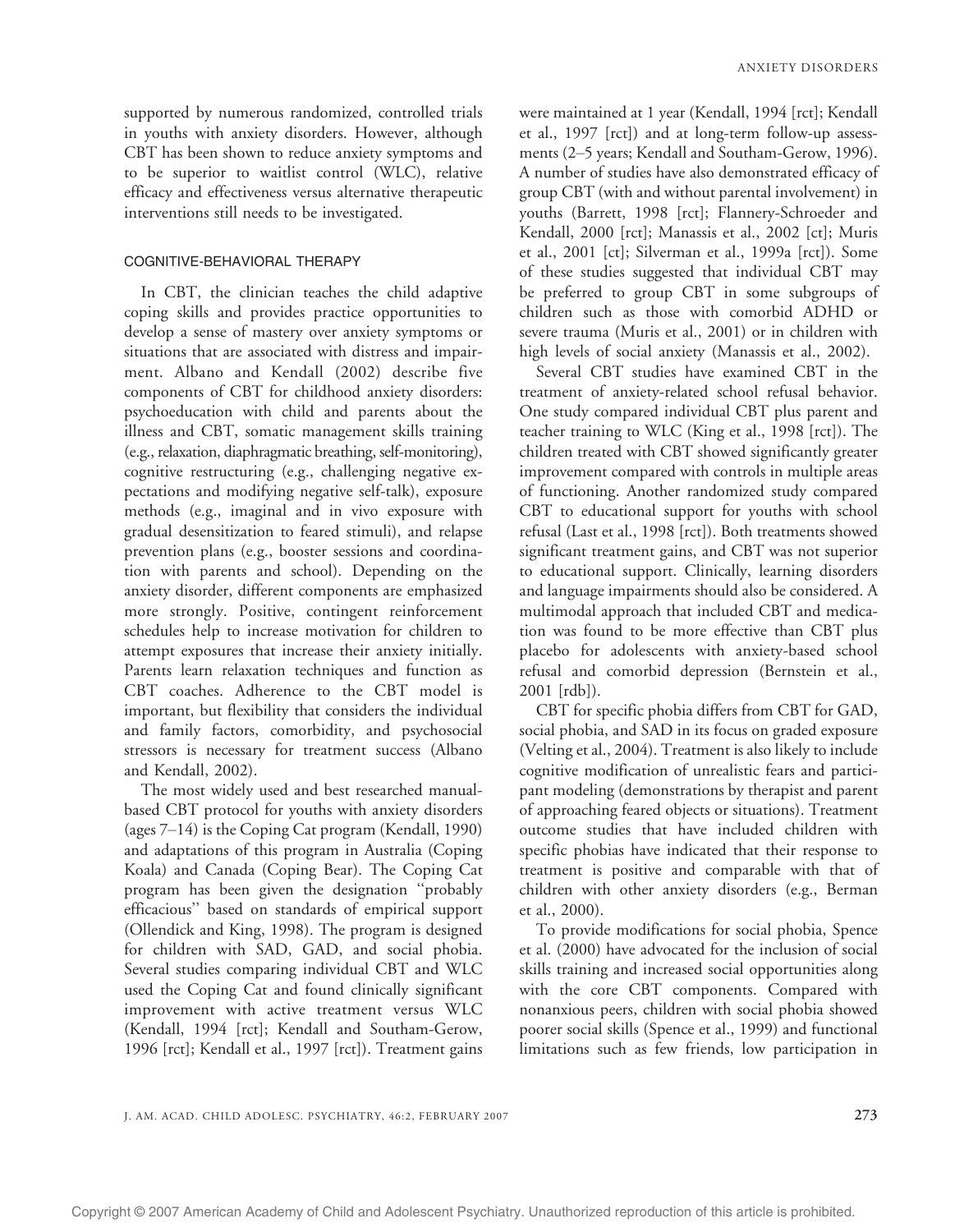supported by numerous randomized, controlled trials in youths with anxiety disorders. However, although CBT has been shown to reduce anxiety symptoms and to be superior to waitlist control (WLC), relative efficacy and effectiveness versus alternative therapeutic interventions still needs to be investigated.

## COGNITIVE-BEHAVIORAL THERAPY

In CBT, the clinician teaches the child adaptive coping skills and provides practice opportunities to develop a sense of mastery over anxiety symptoms or situations that are associated with distress and impairment. Albano and Kendall (2002) describe five components of CBT for childhood anxiety disorders: psychoeducation with child and parents about the illness and CBT, somatic management skills training (e.g., relaxation, diaphragmatic breathing, self-monitoring), cognitive restructuring (e.g., challenging negative expectations and modifying negative self-talk), exposure methods (e.g., imaginal and in vivo exposure with gradual desensitization to feared stimuli), and relapse prevention plans (e.g., booster sessions and coordination with parents and school). Depending on the anxiety disorder, different components are emphasized more strongly. Positive, contingent reinforcement schedules help to increase motivation for children to attempt exposures that increase their anxiety initially. Parents learn relaxation techniques and function as CBT coaches. Adherence to the CBT model is important, but flexibility that considers the individual and family factors, comorbidity, and psychosocial stressors is necessary for treatment success (Albano and Kendall, 2002).

The most widely used and best researched manual-based CBT protocol for youths with anxiety disorders (ages 7–14) is the Coping Cat program (Kendall, 1990) and adaptations of this program in Australia (Coping Koala) and Canada (Coping Bear). The Coping Cat program has been given the designation "probably efficacious" based on standards of empirical support (Ollendick and King, 1998). The program is designed for children with SAD, GAD, and social phobia. Several studies comparing individual CBT and WLC used the Coping Cat and found clinically significant improvement with active treatment versus WLC (Kendall, 1994 [rct]; Kendall and Southam-Gerow, 1996 [rct]; Kendall et al., 1997 [rct]). Treatment gains were maintained at 1 year (Kendall, 1994 [rct]; Kendall et al., 1997 [rct]) and at long-term follow-up assessments (2–5 years; Kendall and Southam-Gerow, 1996). A number of studies have also demonstrated efficacy of group CBT (with and without parental involvement) in youths (Barrett, 1998 [rct]; Flannery-Schroeder and Kendall, 2000 [rct]; Manassis et al., 2002 [ct]; Muris et al., 2001 [ct]; Silverman et al., 1999a [rct]). Some of these studies suggested that individual CBT may be preferred to group CBT in some subgroups of children such as those with comorbid ADHD or severe trauma (Muris et al., 2001) or in children with high levels of social anxiety (Manassis et al., 2002).

Several CBT studies have examined CBT in the treatment of anxiety-related school refusal behavior. One study compared individual CBT plus parent and teacher training to WLC (King et al., 1998 [rct]). The children treated with CBT showed significantly greater improvement compared with controls in multiple areas of functioning. Another randomized study compared CBT to educational support for youths with school refusal (Last et al., 1998 [rct]). Both treatments showed significant treatment gains, and CBT was not superior to educational support. Clinically, learning disorders and language impairments should also be considered. A multimodal approach that included CBT and medication was found to be more effective than CBT plus placebo for adolescents with anxiety-based school refusal and comorbid depression (Bernstein et al., 2001 [rdb]).

CBT for specific phobia differs from CBT for GAD, social phobia, and SAD in its focus on graded exposure (Velting et al., 2004). Treatment is also likely to include cognitive modification of unrealistic fears and participant modeling (demonstrations by therapist and parent of approaching feared objects or situations). Treatment outcome studies that have included children with specific phobias have indicated that their response to treatment is positive and comparable with that of children with other anxiety disorders (e.g., Berman et al., 2000).

To provide modifications for social phobia, Spence et al. (2000) have advocated for the inclusion of social skills training and increased social opportunities along with the core CBT components. Compared with nonanxious peers, children with social phobia showed poorer social skills (Spence et al., 1999) and functional limitations such as few friends, low participation in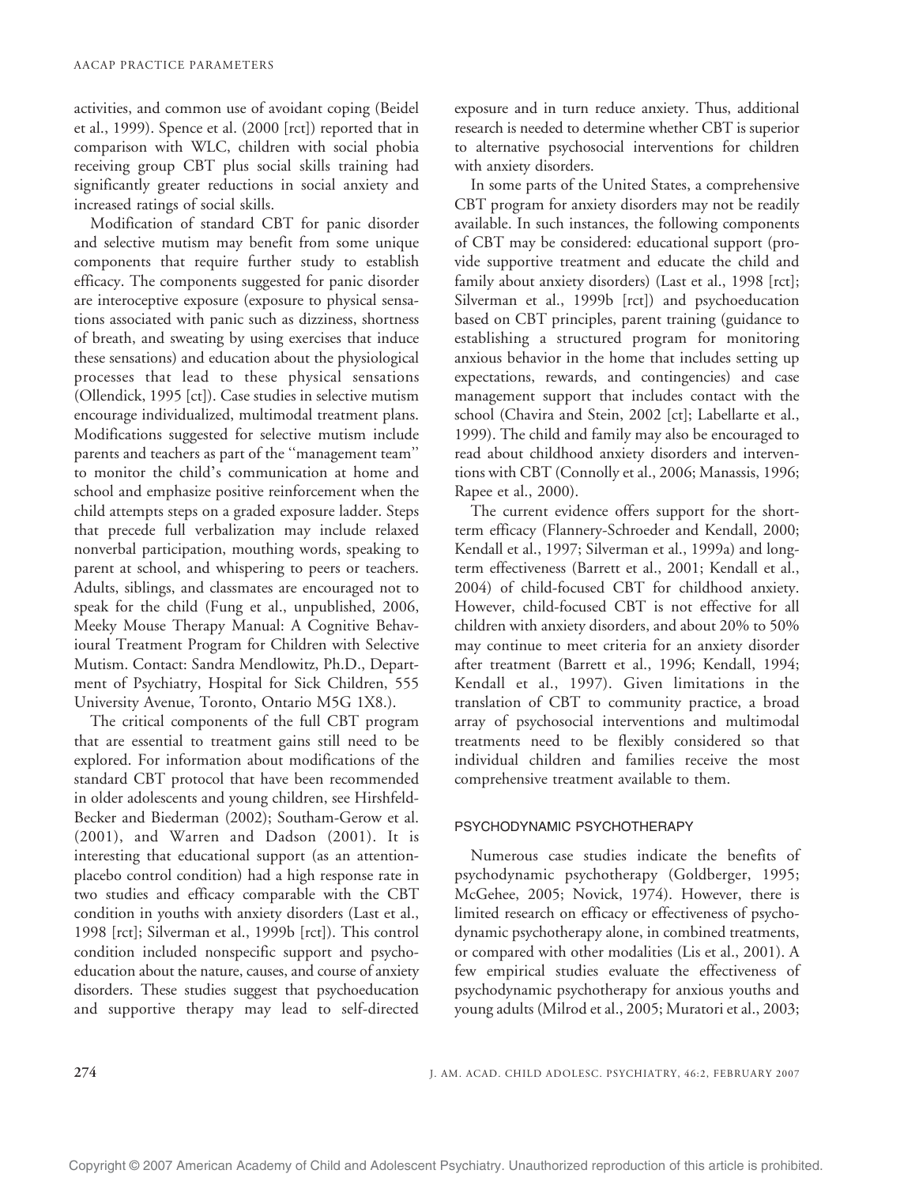activities, and common use of avoidant coping (Beidel et al., 1999). Spence et al. (2000 [rct]) reported that in comparison with WLC, children with social phobia receiving group CBT plus social skills training had significantly greater reductions in social anxiety and increased ratings of social skills.

Modification of standard CBT for panic disorder and selective mutism may benefit from some unique components that require further study to establish efficacy. The components suggested for panic disorder are interoceptive exposure (exposure to physical sensations associated with panic such as dizziness, shortness of breath, and sweating by using exercises that induce these sensations) and education about the physiological processes that lead to these physical sensations (Ollendick, 1995 [ct]). Case studies in selective mutism encourage individualized, multimodal treatment plans. Modifications suggested for selective mutism include parents and teachers as part of the "management team" to monitor the child's communication at home and school and emphasize positive reinforcement when the child attempts steps on a graded exposure ladder. Steps that precede full verbalization may include relaxed nonverbal participation, mouthing words, speaking to parent at school, and whispering to peers or teachers. Adults, siblings, and classmates are encouraged not to speak for the child (Fung et al., unpublished, 2006, Meeky Mouse Therapy Manual: A Cognitive Behavioural Treatment Program for Children with Selective Mutism. Contact: Sandra Mendlowitz, Ph.D., Department of Psychiatry, Hospital for Sick Children, 555 University Avenue, Toronto, Ontario M5G 1X8.).

The critical components of the full CBT program that are essential to treatment gains still need to be explored. For information about modifications of the standard CBT protocol that have been recommended in older adolescents and young children, see Hirshfeld-Becker and Biederman (2002); Southam-Gerow et al. (2001), and Warren and Dadson (2001). It is interesting that educational support (as an attention-placebo control condition) had a high response rate in two studies and efficacy comparable with the CBT condition in youths with anxiety disorders (Last et al., 1998 [rct]; Silverman et al., 1999b [rct]). This control condition included nonspecific support and psychoeducation about the nature, causes, and course of anxiety disorders. These studies suggest that psychoeducation and supportive therapy may lead to self-directed exposure and in turn reduce anxiety. Thus, additional research is needed to determine whether CBT is superior to alternative psychosocial interventions for children with anxiety disorders.

In some parts of the United States, a comprehensive CBT program for anxiety disorders may not be readily available. In such instances, the following components of CBT may be considered: educational support (provide supportive treatment and educate the child and family about anxiety disorders) (Last et al., 1998 [rct]; Silverman et al., 1999b [rct]) and psychoeducation based on CBT principles, parent training (guidance to establishing a structured program for monitoring anxious behavior in the home that includes setting up expectations, rewards, and contingencies) and case management support that includes contact with the school (Chavira and Stein, 2002 [ct]; Labellarte et al., 1999). The child and family may also be encouraged to read about childhood anxiety disorders and interventions with CBT (Connolly et al., 2006; Manassis, 1996; Rapee et al., 2000).

The current evidence offers support for the short-term efficacy (Flannery-Schroeder and Kendall, 2000; Kendall et al., 1997; Silverman et al., 1999a) and long-term effectiveness (Barrett et al., 2001; Kendall et al., 2004) of child-focused CBT for childhood anxiety. However, child-focused CBT is not effective for all children with anxiety disorders, and about 20% to 50% may continue to meet criteria for an anxiety disorder after treatment (Barrett et al., 1996; Kendall, 1994; Kendall et al., 1997). Given limitations in the translation of CBT to community practice, a broad array of psychosocial interventions and multimodal treatments need to be flexibly considered so that individual children and families receive the most comprehensive treatment available to them.

## PSYCHODYNAMIC PSYCHOTHERAPY

Numerous case studies indicate the benefits of psychodynamic psychotherapy (Goldberger, 1995; McGehee, 2005; Novick, 1974). However, there is limited research on efficacy or effectiveness of psychodynamic psychotherapy alone, in combined treatments, or compared with other modalities (Lis et al., 2001). A few empirical studies evaluate the effectiveness of psychodynamic psychotherapy for anxious youths and young adults (Milrod et al., 2005; Muratori et al., 2003;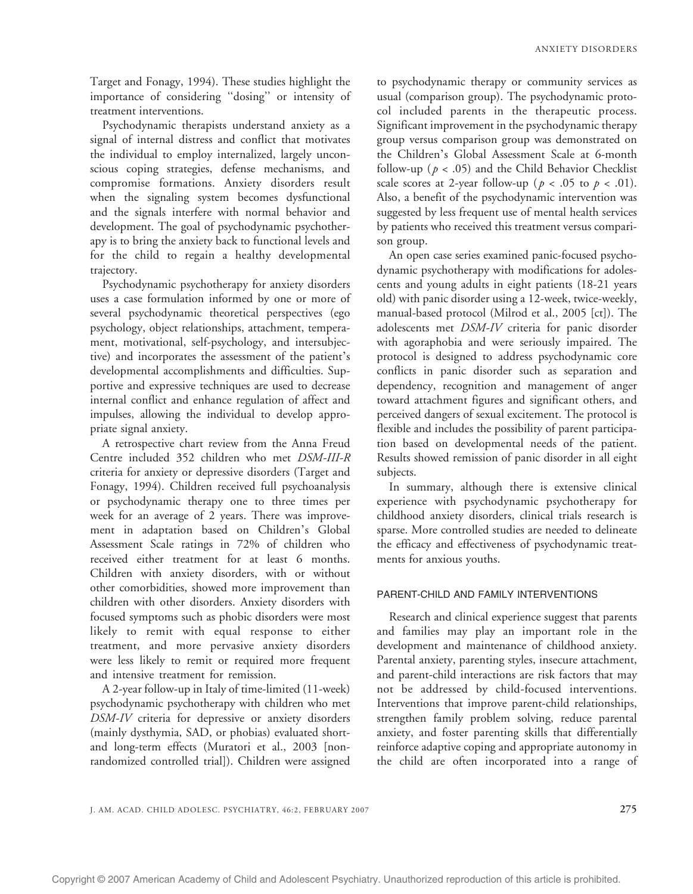Target and Fonagy, 1994). These studies highlight the importance of considering ''dosing'' or intensity of treatment interventions.

Psychodynamic therapists understand anxiety as a signal of internal distress and conflict that motivates the individual to employ internalized, largely unconscious coping strategies, defense mechanisms, and compromise formations. Anxiety disorders result when the signaling system becomes dysfunctional and the signals interfere with normal behavior and development. The goal of psychodynamic psychotherapy is to bring the anxiety back to functional levels and for the child to regain a healthy developmental trajectory.

Psychodynamic psychotherapy for anxiety disorders uses a case formulation informed by one or more of several psychodynamic theoretical perspectives (ego psychology, object relationships, attachment, temperament, motivational, self-psychology, and intersubjective) and incorporates the assessment of the patient's developmental accomplishments and difficulties. Supportive and expressive techniques are used to decrease internal conflict and enhance regulation of affect and impulses, allowing the individual to develop appropriate signal anxiety.

A retrospective chart review from the Anna Freud Centre included 352 children who met *DSM-III-R* criteria for anxiety or depressive disorders (Target and Fonagy, 1994). Children received full psychoanalysis or psychodynamic therapy one to three times per week for an average of 2 years. There was improvement in adaptation based on Children's Global Assessment Scale ratings in 72% of children who received either treatment for at least 6 months. Children with anxiety disorders, with or without other comorbidities, showed more improvement than children with other disorders. Anxiety disorders with focused symptoms such as phobic disorders were most likely to remit with equal response to either treatment, and more pervasive anxiety disorders were less likely to remit or required more frequent and intensive treatment for remission.

A 2-year follow-up in Italy of time-limited (11-week) psychodynamic psychotherapy with children who met *DSM-IV* criteria for depressive or anxiety disorders (mainly dysthymia, SAD, or phobias) evaluated short- and long-term effects (Muratori et al., 2003 [nonrandomized controlled trial]). Children were assigned to psychodynamic therapy or community services as usual (comparison group). The psychodynamic protocol included parents in the therapeutic process. Significant improvement in the psychodynamic therapy group versus comparison group was demonstrated on the Children's Global Assessment Scale at 6-month follow-up ($p < .05$) and the Child Behavior Checklist scale scores at 2-year follow-up ($p < .05$ to $p < .01$). Also, a benefit of the psychodynamic intervention was suggested by less frequent use of mental health services by patients who received this treatment versus comparison group.

An open case series examined panic-focused psychodynamic psychotherapy with modifications for adolescents and young adults in eight patients (18-21 years old) with panic disorder using a 12-week, twice-weekly, manual-based protocol (Milrod et al., 2005 [ct]). The adolescents met *DSM-IV* criteria for panic disorder with agoraphobia and were seriously impaired. The protocol is designed to address psychodynamic core conflicts in panic disorder such as separation and dependency, recognition and management of anger toward attachment figures and significant others, and perceived dangers of sexual excitement. The protocol is flexible and includes the possibility of parent participation based on developmental needs of the patient. Results showed remission of panic disorder in all eight subjects.

In summary, although there is extensive clinical experience with psychodynamic psychotherapy for childhood anxiety disorders, clinical trials research is sparse. More controlled studies are needed to delineate the efficacy and effectiveness of psychodynamic treatments for anxious youths.

### PARENT-CHILD AND FAMILY INTERVENTIONS

Research and clinical experience suggest that parents and families may play an important role in the development and maintenance of childhood anxiety. Parental anxiety, parenting styles, insecure attachment, and parent-child interactions are risk factors that may not be addressed by child-focused interventions. Interventions that improve parent-child relationships, strengthen family problem solving, reduce parental anxiety, and foster parenting skills that differentially reinforce adaptive coping and appropriate autonomy in the child are often incorporated into a range of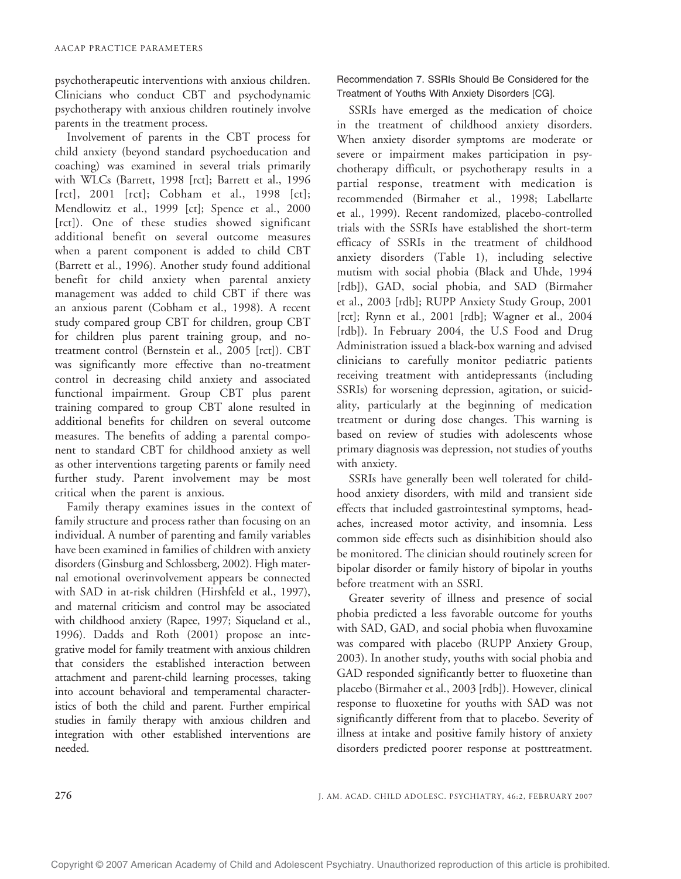psychotherapeutic interventions with anxious children. Clinicians who conduct CBT and psychodynamic psychotherapy with anxious children routinely involve parents in the treatment process.

Involvement of parents in the CBT process for child anxiety (beyond standard psychoeducation and coaching) was examined in several trials primarily with WLCs (Barrett, 1998 [rct]; Barrett et al., 1996 [rct], 2001 [rct]; Cobham et al., 1998 [ct]; Mendlowitz et al., 1999 [ct]; Spence et al., 2000 [rct]). One of these studies showed significant additional benefit on several outcome measures when a parent component is added to child CBT (Barrett et al., 1996). Another study found additional benefit for child anxiety when parental anxiety management was added to child CBT if there was an anxious parent (Cobham et al., 1998). A recent study compared group CBT for children, group CBT for children plus parent training group, and no-treatment control (Bernstein et al., 2005 [rct]). CBT was significantly more effective than no-treatment control in decreasing child anxiety and associated functional impairment. Group CBT plus parent training compared to group CBT alone resulted in additional benefits for children on several outcome measures. The benefits of adding a parental component to standard CBT for childhood anxiety as well as other interventions targeting parents or family need further study. Parent involvement may be most critical when the parent is anxious.

Family therapy examines issues in the context of family structure and process rather than focusing on an individual. A number of parenting and family variables have been examined in families of children with anxiety disorders (Ginsburg and Schlossberg, 2002). High maternal emotional overinvolvement appears be connected with SAD in at-risk children (Hirshfeld et al., 1997), and maternal criticism and control may be associated with childhood anxiety (Rapee, 1997; Siqueland et al., 1996). Dadds and Roth (2001) propose an integrative model for family treatment with anxious children that considers the established interaction between attachment and parent-child learning processes, taking into account behavioral and temperamental characteristics of both the child and parent. Further empirical studies in family therapy with anxious children and integration with other established interventions are needed.

### Recommendation 7. SSRIs Should Be Considered for the Treatment of Youths With Anxiety Disorders [CG].

SSRIs have emerged as the medication of choice in the treatment of childhood anxiety disorders. When anxiety disorder symptoms are moderate or severe or impairment makes participation in psychotherapy difficult, or psychotherapy results in a partial response, treatment with medication is recommended (Birmaher et al., 1998; Labellarte et al., 1999). Recent randomized, placebo-controlled trials with the SSRIs have established the short-term efficacy of SSRIs in the treatment of childhood anxiety disorders (Table 1), including selective mutism with social phobia (Black and Uhde, 1994 [rdb]), GAD, social phobia, and SAD (Birmaher et al., 2003 [rdb]; RUPP Anxiety Study Group, 2001 [rct]; Rynn et al., 2001 [rdb]; Wagner et al., 2004 [rdb]). In February 2004, the U.S Food and Drug Administration issued a black-box warning and advised clinicians to carefully monitor pediatric patients receiving treatment with antidepressants (including SSRIs) for worsening depression, agitation, or suicidality, particularly at the beginning of medication treatment or during dose changes. This warning is based on review of studies with adolescents whose primary diagnosis was depression, not studies of youths with anxiety.

SSRIs have generally been well tolerated for childhood anxiety disorders, with mild and transient side effects that included gastrointestinal symptoms, headaches, increased motor activity, and insomnia. Less common side effects such as disinhibition should also be monitored. The clinician should routinely screen for bipolar disorder or family history of bipolar in youths before treatment with an SSRI.

Greater severity of illness and presence of social phobia predicted a less favorable outcome for youths with SAD, GAD, and social phobia when fluvoxamine was compared with placebo (RUPP Anxiety Group, 2003). In another study, youths with social phobia and GAD responded significantly better to fluoxetine than placebo (Birmaher et al., 2003 [rdb]). However, clinical response to fluoxetine for youths with SAD was not significantly different from that to placebo. Severity of illness at intake and positive family history of anxiety disorders predicted poorer response at posttreatment.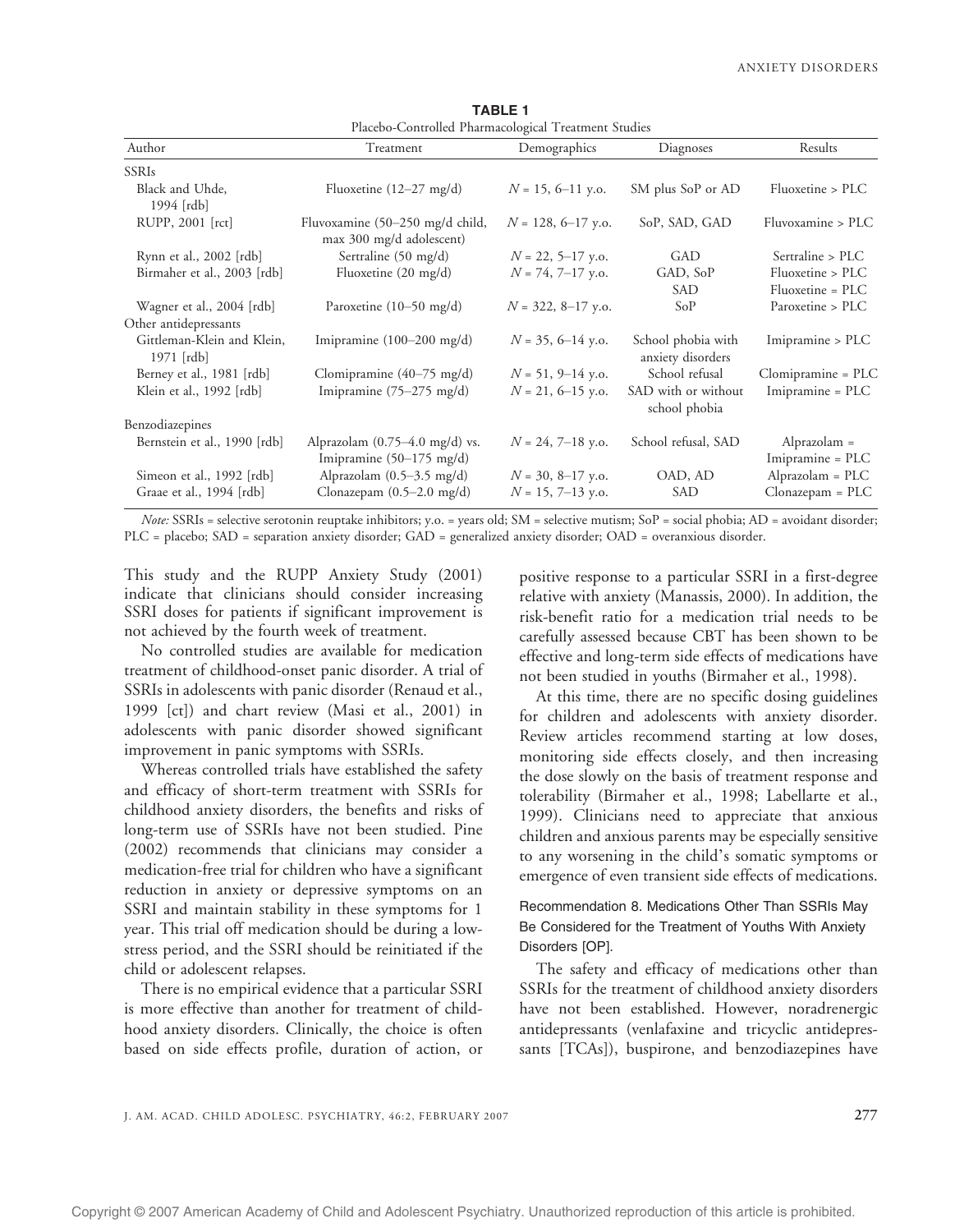**TABLE 1**
Placebo-Controlled Pharmacological Treatment Studies

| Author | Treatment | Demographics | Diagnoses | Results |
|---|---|---|---|---|
| SSRIs | | | | |
| Black and Uhde, 1994 [rdb] | Fluoxetine (12–27 mg/d) | *N* = 15, 6–11 y.o. | SM plus SoP or AD | Fluoxetine > PLC |
| RUPP, 2001 [rct] | Fluvoxamine (50–250 mg/d child, max 300 mg/d adolescent) | *N* = 128, 6–17 y.o. | SoP, SAD, GAD | Fluvoxamine > PLC |
| Rynn et al., 2002 [rdb] | Sertraline (50 mg/d) | *N* = 22, 5–17 y.o. | GAD | Sertraline > PLC |
| Birmaher et al., 2003 [rdb] | Fluoxetine (20 mg/d) | *N* = 74, 7–17 y.o. | GAD, SoP<br>SAD | Fluoxetine > PLC<br>Fluoxetine = PLC |
| Wagner et al., 2004 [rdb] | Paroxetine (10–50 mg/d) | *N* = 322, 8–17 y.o. | SoP | Paroxetine > PLC |
| Other antidepressants | | | | |
| Gittleman-Klein and Klein, 1971 [rdb] | Imipramine (100–200 mg/d) | *N* = 35, 6–14 y.o. | School phobia with anxiety disorders | Imipramine > PLC |
| Berney et al., 1981 [rdb] | Clomipramine (40–75 mg/d) | *N* = 51, 9–14 y.o. | School refusal | Clomipramine = PLC |
| Klein et al., 1992 [rdb] | Imipramine (75–275 mg/d) | *N* = 21, 6–15 y.o. | SAD with or without school phobia | Imipramine = PLC |
| Benzodiazepines | | | | |
| Bernstein et al., 1990 [rdb] | Alprazolam (0.75–4.0 mg/d) vs. Imipramine (50–175 mg/d) | *N* = 24, 7–18 y.o. | School refusal, SAD | Alprazolam = Imipramine = PLC |
| Simeon et al., 1992 [rdb] | Alprazolam (0.5–3.5 mg/d) | *N* = 30, 8–17 y.o. | OAD, AD | Alprazolam = PLC |
| Graae et al., 1994 [rdb] | Clonazepam (0.5–2.0 mg/d) | *N* = 15, 7–13 y.o. | SAD | Clonazepam = PLC |

*Note:* SSRIs = selective serotonin reuptake inhibitors; y.o. = years old; SM = selective mutism; SoP = social phobia; AD = avoidant disorder; PLC = placebo; SAD = separation anxiety disorder; GAD = generalized anxiety disorder; OAD = overanxious disorder.

This study and the RUPP Anxiety Study (2001) indicate that clinicians should consider increasing SSRI doses for patients if significant improvement is not achieved by the fourth week of treatment.

No controlled studies are available for medication treatment of childhood-onset panic disorder. A trial of SSRIs in adolescents with panic disorder (Renaud et al., 1999 [ct]) and chart review (Masi et al., 2001) in adolescents with panic disorder showed significant improvement in panic symptoms with SSRIs.

Whereas controlled trials have established the safety and efficacy of short-term treatment with SSRIs for childhood anxiety disorders, the benefits and risks of long-term use of SSRIs have not been studied. Pine (2002) recommends that clinicians may consider a medication-free trial for children who have a significant reduction in anxiety or depressive symptoms on an SSRI and maintain stability in these symptoms for 1 year. This trial off medication should be during a low-stress period, and the SSRI should be reinitiated if the child or adolescent relapses.

There is no empirical evidence that a particular SSRI is more effective than another for treatment of childhood anxiety disorders. Clinically, the choice is often based on side effects profile, duration of action, or positive response to a particular SSRI in a first-degree relative with anxiety (Manassis, 2000). In addition, the risk-benefit ratio for a medication trial needs to be carefully assessed because CBT has been shown to be effective and long-term side effects of medications have not been studied in youths (Birmaher et al., 1998).

At this time, there are no specific dosing guidelines for children and adolescents with anxiety disorder. Review articles recommend starting at low doses, monitoring side effects closely, and then increasing the dose slowly on the basis of treatment response and tolerability (Birmaher et al., 1998; Labellarte et al., 1999). Clinicians need to appreciate that anxious children and anxious parents may be especially sensitive to any worsening in the child's somatic symptoms or emergence of even transient side effects of medications.

### Recommendation 8. Medications Other Than SSRIs May Be Considered for the Treatment of Youths With Anxiety Disorders [OP].

The safety and efficacy of medications other than SSRIs for the treatment of childhood anxiety disorders have not been established. However, noradrenergic antidepressants (venlafaxine and tricyclic antidepressants [TCAs]), buspirone, and benzodiazepines have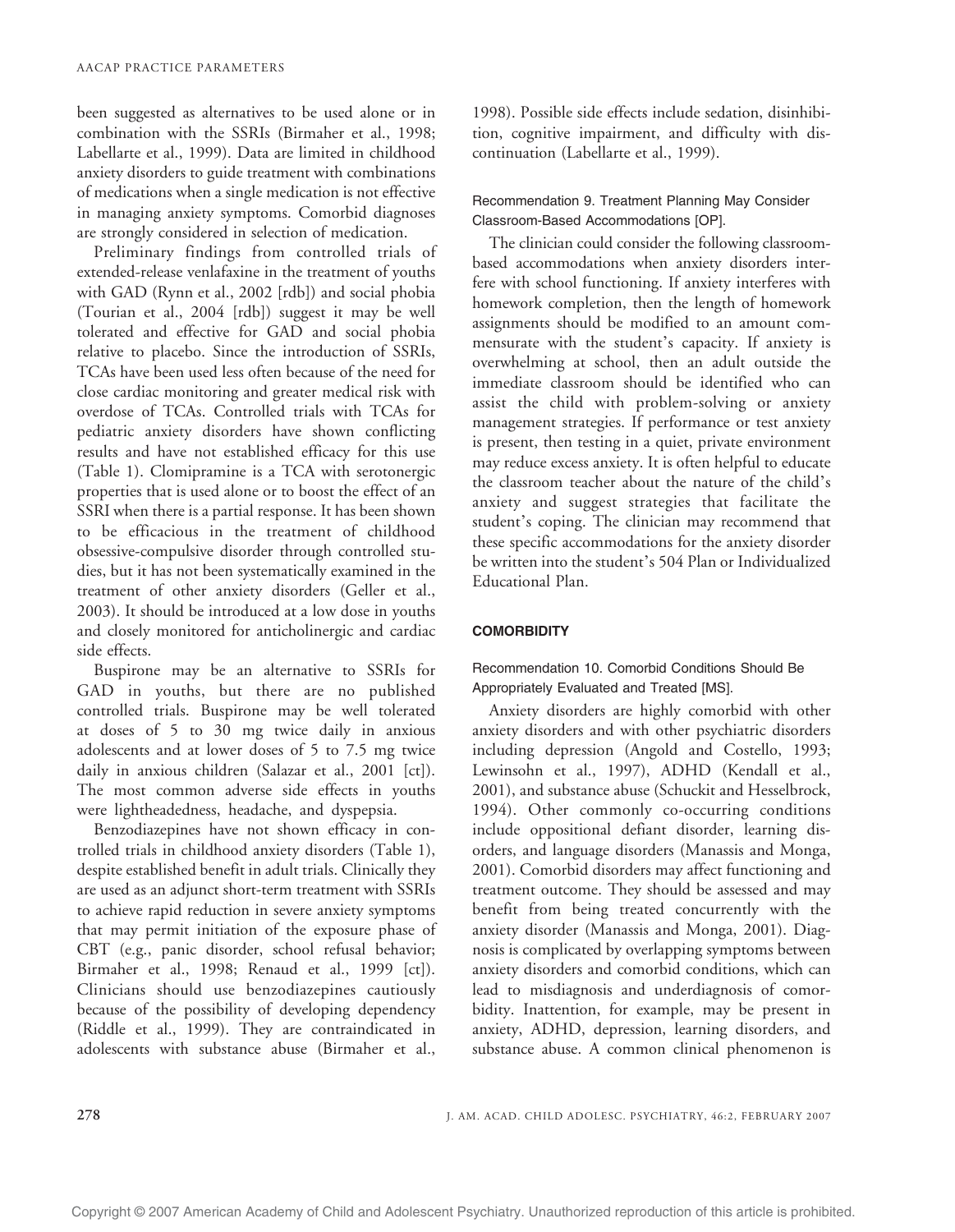been suggested as alternatives to be used alone or in combination with the SSRIs (Birmaher et al., 1998; Labellarte et al., 1999). Data are limited in childhood anxiety disorders to guide treatment with combinations of medications when a single medication is not effective in managing anxiety symptoms. Comorbid diagnoses are strongly considered in selection of medication.

Preliminary findings from controlled trials of extended-release venlafaxine in the treatment of youths with GAD (Rynn et al., 2002 [rdb]) and social phobia (Tourian et al., 2004 [rdb]) suggest it may be well tolerated and effective for GAD and social phobia relative to placebo. Since the introduction of SSRIs, TCAs have been used less often because of the need for close cardiac monitoring and greater medical risk with overdose of TCAs. Controlled trials with TCAs for pediatric anxiety disorders have shown conflicting results and have not established efficacy for this use (Table 1). Clomipramine is a TCA with serotonergic properties that is used alone or to boost the effect of an SSRI when there is a partial response. It has been shown to be efficacious in the treatment of childhood obsessive-compulsive disorder through controlled studies, but it has not been systematically examined in the treatment of other anxiety disorders (Geller et al., 2003). It should be introduced at a low dose in youths and closely monitored for anticholinergic and cardiac side effects.

Buspirone may be an alternative to SSRIs for GAD in youths, but there are no published controlled trials. Buspirone may be well tolerated at doses of 5 to 30 mg twice daily in anxious adolescents and at lower doses of 5 to 7.5 mg twice daily in anxious children (Salazar et al., 2001 [ct]). The most common adverse side effects in youths were lightheadedness, headache, and dyspepsia.

Benzodiazepines have not shown efficacy in controlled trials in childhood anxiety disorders (Table 1), despite established benefit in adult trials. Clinically they are used as an adjunct short-term treatment with SSRIs to achieve rapid reduction in severe anxiety symptoms that may permit initiation of the exposure phase of CBT (e.g., panic disorder, school refusal behavior; Birmaher et al., 1998; Renaud et al., 1999 [ct]). Clinicians should use benzodiazepines cautiously because of the possibility of developing dependency (Riddle et al., 1999). They are contraindicated in adolescents with substance abuse (Birmaher et al., 1998). Possible side effects include sedation, disinhibition, cognitive impairment, and difficulty with discontinuation (Labellarte et al., 1999).

### Recommendation 9. Treatment Planning May Consider Classroom-Based Accommodations [OP].

The clinician could consider the following classroom-based accommodations when anxiety disorders interfere with school functioning. If anxiety interferes with homework completion, then the length of homework assignments should be modified to an amount commensurate with the student's capacity. If anxiety is overwhelming at school, then an adult outside the immediate classroom should be identified who can assist the child with problem-solving or anxiety management strategies. If performance or test anxiety is present, then testing in a quiet, private environment may reduce excess anxiety. It is often helpful to educate the classroom teacher about the nature of the child's anxiety and suggest strategies that facilitate the student's coping. The clinician may recommend that these specific accommodations for the anxiety disorder be written into the student's 504 Plan or Individualized Educational Plan.

## COMORBIDITY

### Recommendation 10. Comorbid Conditions Should Be Appropriately Evaluated and Treated [MS].

Anxiety disorders are highly comorbid with other anxiety disorders and with other psychiatric disorders including depression (Angold and Costello, 1993; Lewinsohn et al., 1997), ADHD (Kendall et al., 2001), and substance abuse (Schuckit and Hesselbrock, 1994). Other commonly co-occurring conditions include oppositional defiant disorder, learning disorders, and language disorders (Manassis and Monga, 2001). Comorbid disorders may affect functioning and treatment outcome. They should be assessed and may benefit from being treated concurrently with the anxiety disorder (Manassis and Monga, 2001). Diagnosis is complicated by overlapping symptoms between anxiety disorders and comorbid conditions, which can lead to misdiagnosis and underdiagnosis of comorbidity. Inattention, for example, may be present in anxiety, ADHD, depression, learning disorders, and substance abuse. A common clinical phenomenon is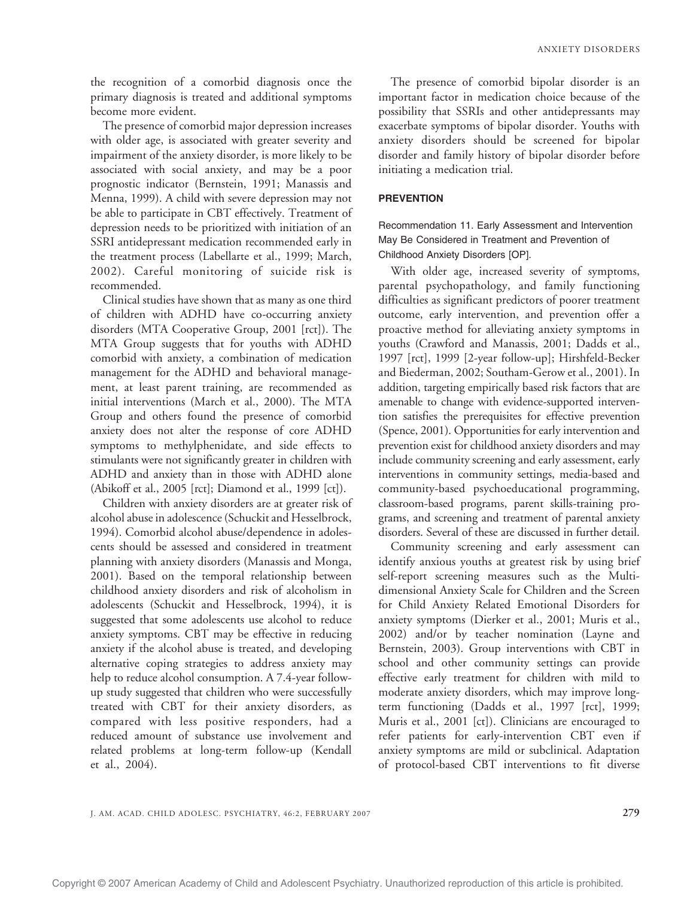the recognition of a comorbid diagnosis once the primary diagnosis is treated and additional symptoms become more evident.

The presence of comorbid major depression increases with older age, is associated with greater severity and impairment of the anxiety disorder, is more likely to be associated with social anxiety, and may be a poor prognostic indicator (Bernstein, 1991; Manassis and Menna, 1999). A child with severe depression may not be able to participate in CBT effectively. Treatment of depression needs to be prioritized with initiation of an SSRI antidepressant medication recommended early in the treatment process (Labellarte et al., 1999; March, 2002). Careful monitoring of suicide risk is recommended.

Clinical studies have shown that as many as one third of children with ADHD have co-occurring anxiety disorders (MTA Cooperative Group, 2001 [rct]). The MTA Group suggests that for youths with ADHD comorbid with anxiety, a combination of medication management for the ADHD and behavioral management, at least parent training, are recommended as initial interventions (March et al., 2000). The MTA Group and others found the presence of comorbid anxiety does not alter the response of core ADHD symptoms to methylphenidate, and side effects to stimulants were not significantly greater in children with ADHD and anxiety than in those with ADHD alone (Abikoff et al., 2005 [rct]; Diamond et al., 1999 [ct]).

Children with anxiety disorders are at greater risk of alcohol abuse in adolescence (Schuckit and Hesselbrock, 1994). Comorbid alcohol abuse/dependence in adolescents should be assessed and considered in treatment planning with anxiety disorders (Manassis and Monga, 2001). Based on the temporal relationship between childhood anxiety disorders and risk of alcoholism in adolescents (Schuckit and Hesselbrock, 1994), it is suggested that some adolescents use alcohol to reduce anxiety symptoms. CBT may be effective in reducing anxiety if the alcohol abuse is treated, and developing alternative coping strategies to address anxiety may help to reduce alcohol consumption. A 7.4-year follow-up study suggested that children who were successfully treated with CBT for their anxiety disorders, as compared with less positive responders, had a reduced amount of substance use involvement and related problems at long-term follow-up (Kendall et al., 2004).

The presence of comorbid bipolar disorder is an important factor in medication choice because of the possibility that SSRIs and other antidepressants may exacerbate symptoms of bipolar disorder. Youths with anxiety disorders should be screened for bipolar disorder and family history of bipolar disorder before initiating a medication trial.

## PREVENTION

### Recommendation 11. Early Assessment and Intervention May Be Considered in Treatment and Prevention of Childhood Anxiety Disorders [OP].

With older age, increased severity of symptoms, parental psychopathology, and family functioning difficulties as significant predictors of poorer treatment outcome, early intervention, and prevention offer a proactive method for alleviating anxiety symptoms in youths (Crawford and Manassis, 2001; Dadds et al., 1997 [rct], 1999 [2-year follow-up]; Hirshfeld-Becker and Biederman, 2002; Southam-Gerow et al., 2001). In addition, targeting empirically based risk factors that are amenable to change with evidence-supported intervention satisfies the prerequisites for effective prevention (Spence, 2001). Opportunities for early intervention and prevention exist for childhood anxiety disorders and may include community screening and early assessment, early interventions in community settings, media-based and community-based psychoeducational programming, classroom-based programs, parent skills-training programs, and screening and treatment of parental anxiety disorders. Several of these are discussed in further detail.

Community screening and early assessment can identify anxious youths at greatest risk by using brief self-report screening measures such as the Multidimensional Anxiety Scale for Children and the Screen for Child Anxiety Related Emotional Disorders for anxiety symptoms (Dierker et al., 2001; Muris et al., 2002) and/or by teacher nomination (Layne and Bernstein, 2003). Group interventions with CBT in school and other community settings can provide effective early treatment for children with mild to moderate anxiety disorders, which may improve long-term functioning (Dadds et al., 1997 [rct], 1999; Muris et al., 2001 [ct]). Clinicians are encouraged to refer patients for early-intervention CBT even if anxiety symptoms are mild or subclinical. Adaptation of protocol-based CBT interventions to fit diverse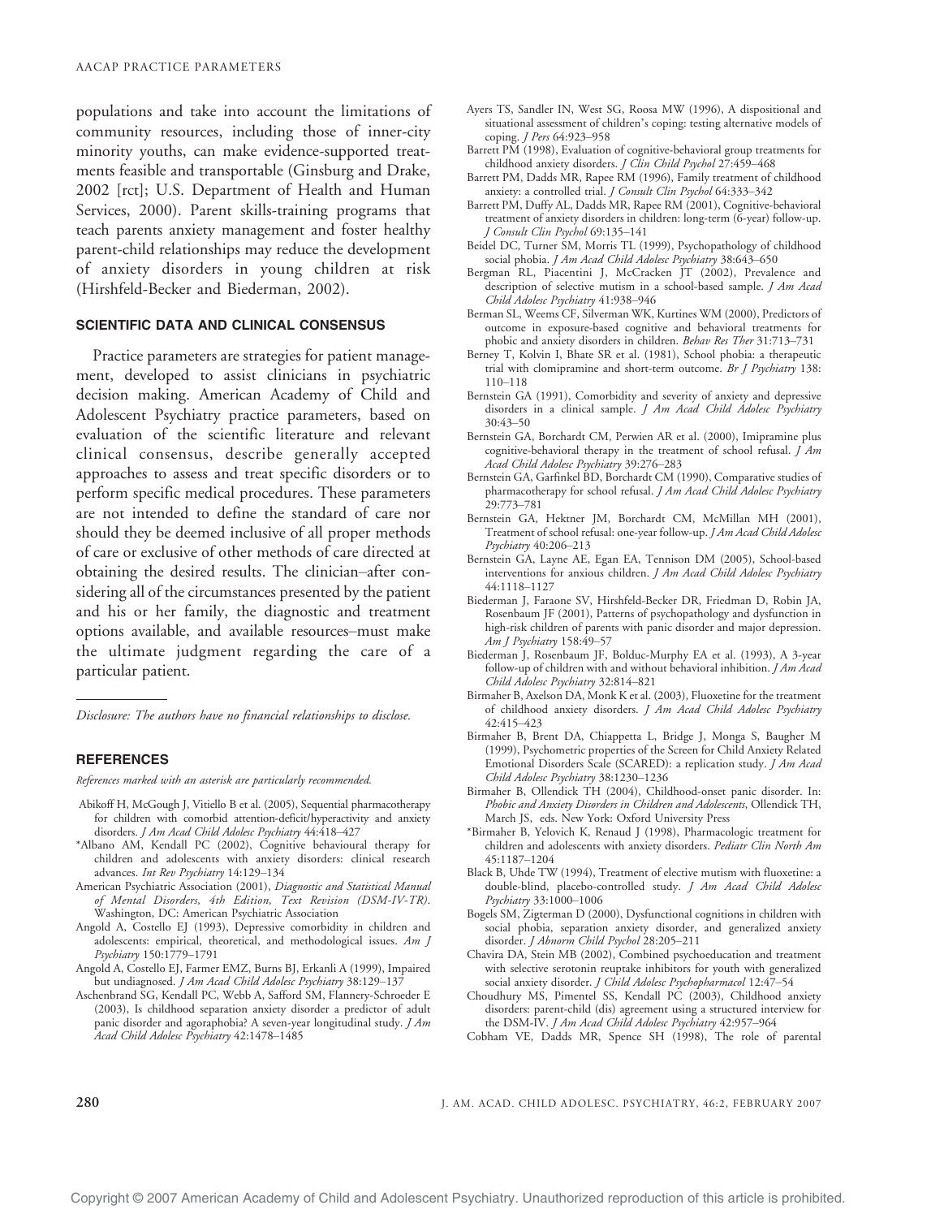populations and take into account the limitations of community resources, including those of inner-city minority youths, can make evidence-supported treatments feasible and transportable (Ginsburg and Drake, 2002 [rct]; U.S. Department of Health and Human Services, 2000). Parent skills-training programs that teach parents anxiety management and foster healthy parent-child relationships may reduce the development of anxiety disorders in young children at risk (Hirshfeld-Becker and Biederman, 2002).

### SCIENTIFIC DATA AND CLINICAL CONSENSUS

Practice parameters are strategies for patient management, developed to assist clinicians in psychiatric decision making. American Academy of Child and Adolescent Psychiatry practice parameters, based on evaluation of the scientific literature and relevant clinical consensus, describe generally accepted approaches to assess and treat specific disorders or to perform specific medical procedures. These parameters are not intended to define the standard of care nor should they be deemed inclusive of all proper methods of care or exclusive of other methods of care directed at obtaining the desired results. The clinician–after considering all of the circumstances presented by the patient and his or her family, the diagnostic and treatment options available, and available resources–must make the ultimate judgment regarding the care of a particular patient.

*Disclosure: The authors have no financial relationships to disclose.*

### REFERENCES

*References marked with an asterisk are particularly recommended.*

Abikoff H, McGough J, Vitiello B et al. (2005), Sequential pharmacotherapy for children with comorbid attention-deficit/hyperactivity and anxiety disorders. *J Am Acad Child Adolesc Psychiatry* 44:418–427

*Albano AM, Kendall PC (2002), Cognitive behavioural therapy for children and adolescents with anxiety disorders: clinical research advances. *Int Rev Psychiatry* 14:129–134

American Psychiatric Association (2001), *Diagnostic and Statistical Manual of Mental Disorders, 4th Edition, Text Revision (DSM-IV-TR).* Washington, DC: American Psychiatric Association

Angold A, Costello EJ (1993), Depressive comorbidity in children and adolescents: empirical, theoretical, and methodological issues. *Am J Psychiatry* 150:1779–1791

Angold A, Costello EJ, Farmer EMZ, Burns BJ, Erkanli A (1999), Impaired but undiagnosed. *J Am Acad Child Adolesc Psychiatry* 38:129–137

Aschenbrand SG, Kendall PC, Webb A, Safford SM, Flannery-Schroeder E (2003), Is childhood separation anxiety disorder a predictor of adult panic disorder and agoraphobia? A seven-year longitudinal study. *J Am Acad Child Adolesc Psychiatry* 42:1478–1485

Ayers TS, Sandler IN, West SG, Roosa MW (1996), A dispositional and situational assessment of children's coping: testing alternative models of coping. *J Pers* 64:923–958

Barrett PM (1998), Evaluation of cognitive-behavioral group treatments for childhood anxiety disorders. *J Clin Child Psychol* 27:459–468

Barrett PM, Dadds MR, Rapee RM (1996), Family treatment of childhood anxiety: a controlled trial. *J Consult Clin Psychol* 64:333–342

Barrett PM, Duffy AL, Dadds MR, Rapee RM (2001), Cognitive-behavioral treatment of anxiety disorders in children: long-term (6-year) follow-up. *J Consult Clin Psychol* 69:135–141

Beidel DC, Turner SM, Morris TL (1999), Psychopathology of childhood social phobia. *J Am Acad Child Adolesc Psychiatry* 38:643–650

Bergman RL, Piacentini J, McCracken JT (2002), Prevalence and description of selective mutism in a school-based sample. *J Am Acad Child Adolesc Psychiatry* 41:938–946

Berman SL, Weems CF, Silverman WK, Kurtines WM (2000), Predictors of outcome in exposure-based cognitive and behavioral treatments for phobic and anxiety disorders in children. *Behav Res Ther* 31:713–731

Berney T, Kolvin I, Bhate SR et al. (1981), School phobia: a therapeutic trial with clomipramine and short-term outcome. *Br J Psychiatry* 138: 110–118

Bernstein GA (1991), Comorbidity and severity of anxiety and depressive disorders in a clinical sample. *J Am Acad Child Adolesc Psychiatry* 30:43–50

Bernstein GA, Borchardt CM, Perwien AR et al. (2000), Imipramine plus cognitive-behavioral therapy in the treatment of school refusal. *J Am Acad Child Adolesc Psychiatry* 39:276–283

Bernstein GA, Garfinkel BD, Borchardt CM (1990), Comparative studies of pharmacotherapy for school refusal. *J Am Acad Child Adolesc Psychiatry* 29:773–781

Bernstein GA, Hektner JM, Borchardt CM, McMillan MH (2001), Treatment of school refusal: one-year follow-up. *J Am Acad Child Adolesc Psychiatry* 40:206–213

Bernstein GA, Layne AE, Egan EA, Tennison DM (2005), School-based interventions for anxious children. *J Am Acad Child Adolesc Psychiatry* 44:1118–1127

Biederman J, Faraone SV, Hirshfeld-Becker DR, Friedman D, Robin JA, Rosenbaum JF (2001), Patterns of psychopathology and dysfunction in high-risk children of parents with panic disorder and major depression. *Am J Psychiatry* 158:49–57

Biederman J, Rosenbaum JF, Bolduc-Murphy EA et al. (1993), A 3-year follow-up of children with and without behavioral inhibition. *J Am Acad Child Adolesc Psychiatry* 32:814–821

Birmaher B, Axelson DA, Monk K et al. (2003), Fluoxetine for the treatment of childhood anxiety disorders. *J Am Acad Child Adolesc Psychiatry* 42:415–423

Birmaher B, Brent DA, Chiappetta L, Bridge J, Monga S, Baugher M (1999), Psychometric properties of the Screen for Child Anxiety Related Emotional Disorders Scale (SCARED): a replication study. *J Am Acad Child Adolesc Psychiatry* 38:1230–1236

Birmaher B, Ollendick TH (2004), Childhood-onset panic disorder. In: *Phobic and Anxiety Disorders in Children and Adolescents*, Ollendick TH, March JS, eds. New York: Oxford University Press

*Birmaher B, Yelovich K, Renaud J (1998), Pharmacologic treatment for children and adolescents with anxiety disorders. *Pediatr Clin North Am* 45:1187–1204

Black B, Uhde TW (1994), Treatment of elective mutism with fluoxetine: a double-blind, placebo-controlled study. *J Am Acad Child Adolesc Psychiatry* 33:1000–1006

Bogels SM, Zigterman D (2000), Dysfunctional cognitions in children with social phobia, separation anxiety disorder, and generalized anxiety disorder. *J Abnorm Child Psychol* 28:205–211

Chavira DA, Stein MB (2002), Combined psychoeducation and treatment with selective serotonin reuptake inhibitors for youth with generalized social anxiety disorder. *J Child Adolesc Psychopharmacol* 12:47–54

Choudhury MS, Pimentel SS, Kendall PC (2003), Childhood anxiety disorders: parent-child (dis) agreement using a structured interview for the DSM-IV. *J Am Acad Child Adolesc Psychiatry* 42:957–964

Cobham VE, Dadds MR, Spence SH (1998), The role of parental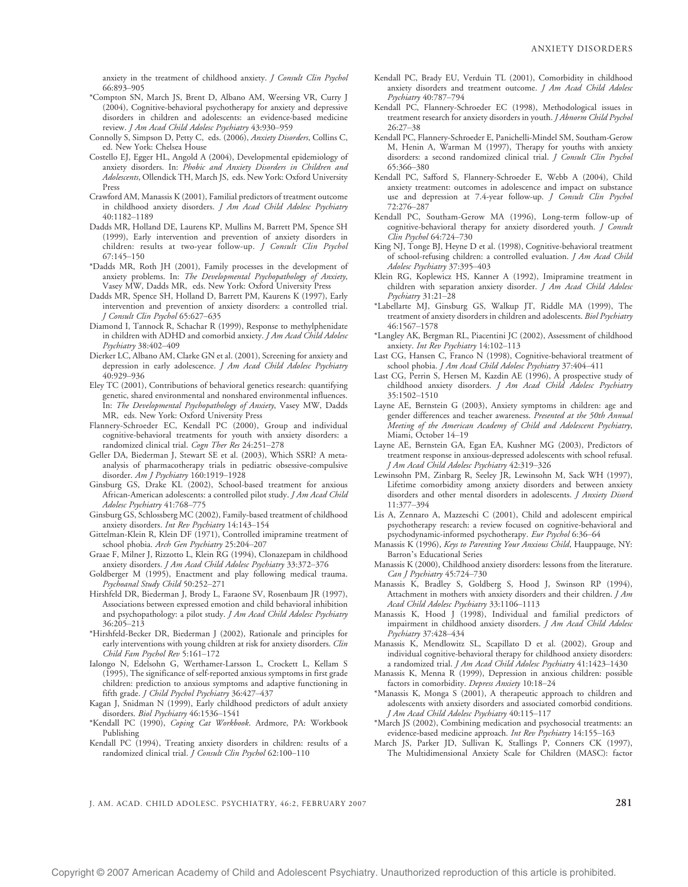anxiety in the treatment of childhood anxiety. *J Consult Clin Psychol* 66:893–905

*Compton SN, March JS, Brent D, Albano AM, Weersing VR, Curry J (2004), Cognitive-behavioral psychotherapy for anxiety and depressive disorders in children and adolescents: an evidence-based medicine review. *J Am Acad Child Adolesc Psychiatry* 43:930–959

Connolly S, Simpson D, Petty C, eds. (2006), *Anxiety Disorders*, Collins C, ed. New York: Chelsea House

Costello EJ, Egger HL, Angold A (2004), Developmental epidemiology of anxiety disorders. In: *Phobic and Anxiety Disorders in Children and Adolescents*, Ollendick TH, March JS, eds. New York: Oxford University Press

Crawford AM, Manassis K (2001), Familial predictors of treatment outcome in childhood anxiety disorders. *J Am Acad Child Adolesc Psychiatry* 40:1182–1189

Dadds MR, Holland DE, Laurens KP, Mullins M, Barrett PM, Spence SH (1999), Early intervention and prevention of anxiety disorders in children: results at two-year follow-up. *J Consult Clin Psychol* 67:145–150

*Dadds MR, Roth JH (2001), Family processes in the development of anxiety problems. In: *The Developmental Psychopathology of Anxiety*, Vasey MW, Dadds MR, eds. New York: Oxford University Press

Dadds MR, Spence SH, Holland D, Barrett PM, Laurens K (1997), Early intervention and prevention of anxiety disorders: a controlled trial. *J Consult Clin Psychol* 65:627–635

Diamond I, Tannock R, Schachar R (1999), Response to methylphenidate in children with ADHD and comorbid anxiety. *J Am Acad Child Adolesc Psychiatry* 38:402–409

Dierker LC, Albano AM, Clarke GN et al. (2001), Screening for anxiety and depression in early adolescence. *J Am Acad Child Adolesc Psychiatry* 40:929–936

Eley TC (2001), Contributions of behavioral genetics research: quantifying genetic, shared environmental and nonshared environmental influences. In: *The Developmental Psychopathology of Anxiety*, Vasey MW, Dadds MR, eds. New York: Oxford University Press

Flannery-Schroeder EC, Kendall PC (2000), Group and individual cognitive-behavioral treatments for youth with anxiety disorders: a randomized clinical trial. *Cogn Ther Res* 24:251–278

Geller DA, Biederman J, Stewart SE et al. (2003), Which SSRI? A meta-analysis of pharmacotherapy trials in pediatric obsessive-compulsive disorder. *Am J Psychiatry* 160:1919–1928

Ginsburg GS, Drake KL (2002), School-based treatment for anxious African-American adolescents: a controlled pilot study. *J Am Acad Child Adolesc Psychiatry* 41:768–775

Ginsburg GS, Schlossberg MC (2002), Family-based treatment of childhood anxiety disorders. *Int Rev Psychiatry* 14:143–154

Gittelman-Klein R, Klein DF (1971), Controlled imipramine treatment of school phobia. *Arch Gen Psychiatry* 25:204–207

Graae F, Milner J, Rizzotto L, Klein RG (1994), Clonazepam in childhood anxiety disorders. *J Am Acad Child Adolesc Psychiatry* 33:372–376

Goldberger M (1995), Enactment and play following medical trauma. *Psychoanal Study Child* 50:252–271

Hirshfeld DR, Biederman J, Brody L, Faraone SV, Rosenbaum JR (1997), Associations between expressed emotion and child behavioral inhibition and psychopathology: a pilot study. *J Am Acad Child Adolesc Psychiatry* 36:205–213

*Hirshfeld-Becker DR, Biederman J (2002), Rationale and principles for early interventions with young children at risk for anxiety disorders. *Clin Child Fam Psychol Rev* 5:161–172

Ialongo N, Edelsohn G, Werthamer-Larsson L, Crockett L, Kellam S (1995), The significance of self-reported anxious symptoms in first grade children: prediction to anxious symptoms and adaptive functioning in fifth grade. *J Child Psychol Psychiatry* 36:427–437

Kagan J, Snidman N (1999), Early childhood predictors of adult anxiety disorders. *Biol Psychiatry* 46:1536–1541

*Kendall PC (1990), *Coping Cat Workbook*. Ardmore, PA: Workbook Publishing

Kendall PC (1994), Treating anxiety disorders in children: results of a randomized clinical trial. *J Consult Clin Psychol* 62:100–110

Kendall PC, Brady EU, Verduin TL (2001), Comorbidity in childhood anxiety disorders and treatment outcome. *J Am Acad Child Adolesc Psychiatry* 40:787–794

Kendall PC, Flannery-Schroeder EC (1998), Methodological issues in treatment research for anxiety disorders in youth. *J Abnorm Child Psychol* 26:27–38

Kendall PC, Flannery-Schroeder E, Panichelli-Mindel SM, Southam-Gerow M, Henin A, Warman M (1997), Therapy for youths with anxiety disorders: a second randomized clinical trial. *J Consult Clin Psychol* 65:366–380

Kendall PC, Safford S, Flannery-Schroeder E, Webb A (2004), Child anxiety treatment: outcomes in adolescence and impact on substance use and depression at 7.4-year follow-up. *J Consult Clin Psychol* 72:276–287

Kendall PC, Southam-Gerow MA (1996), Long-term follow-up of cognitive-behavioral therapy for anxiety disordered youth. *J Consult Clin Psychol* 64:724–730

King NJ, Tonge BJ, Heyne D et al. (1998), Cognitive-behavioral treatment of school-refusing children: a controlled evaluation. *J Am Acad Child Adolesc Psychiatry* 37:395–403

Klein RG, Koplewicz HS, Kanner A (1992), Imipramine treatment in children with separation anxiety disorder. *J Am Acad Child Adolesc Psychiatry* 31:21–28

*Labellarte MJ, Ginsburg GS, Walkup JT, Riddle MA (1999), The treatment of anxiety disorders in children and adolescents. *Biol Psychiatry* 46:1567–1578

*Langley AK, Bergman RL, Piacentini JC (2002), Assessment of childhood anxiety. *Int Rev Psychiatry* 14:102–113

Last CG, Hansen C, Franco N (1998), Cognitive-behavioral treatment of school phobia. *J Am Acad Child Adolesc Psychiatry* 37:404–411

Last CG, Perrin S, Hersen M, Kazdin AE (1996), A prospective study of childhood anxiety disorders. *J Am Acad Child Adolesc Psychiatry* 35:1502–1510

Layne AE, Bernstein G (2003), Anxiety symptoms in children: age and gender differences and teacher awareness. *Presented at the 50th Annual Meeting of the American Academy of Child and Adolescent Psychiatry*, Miami, October 14–19

Layne AE, Bernstein GA, Egan EA, Kushner MG (2003), Predictors of treatment response in anxious-depressed adolescents with school refusal. *J Am Acad Child Adolesc Psychiatry* 42:319–326

Lewinsohn PM, Zinbarg R, Seeley JR, Lewinsohn M, Sack WH (1997), Lifetime comorbidity among anxiety disorders and between anxiety disorders and other mental disorders in adolescents. *J Anxiety Disord* 11:377–394

Lis A, Zennaro A, Mazzeschi C (2001), Child and adolescent empirical psychotherapy research: a review focused on cognitive-behavioral and psychodynamic-informed psychotherapy. *Eur Psychol* 6:36–64

Manassis K (1996), *Keys to Parenting Your Anxious Child*, Hauppauge, NY: Barron's Educational Series

Manassis K (2000), Childhood anxiety disorders: lessons from the literature. *Can J Psychiatry* 45:724–730

Manassis K, Bradley S, Goldberg S, Hood J, Swinson RP (1994), Attachment in mothers with anxiety disorders and their children. *J Am Acad Child Adolesc Psychiatry* 33:1106–1113

Manassis K, Hood J (1998), Individual and familial predictors of impairment in childhood anxiety disorders. *J Am Acad Child Adolesc Psychiatry* 37:428–434

Manassis K, Mendlowitz SL, Scapillato D et al. (2002), Group and individual cognitive-behavioral therapy for childhood anxiety disorders: a randomized trial. *J Am Acad Child Adolesc Psychiatry* 41:1423–1430

Manassis K, Menna R (1999), Depression in anxious children: possible factors in comorbidity. *Depress Anxiety* 10:18–24

*Manassis K, Monga S (2001), A therapeutic approach to children and adolescents with anxiety disorders and associated comorbid conditions. *J Am Acad Child Adolesc Psychiatry* 40:115–117

*March JS (2002), Combining medication and psychosocial treatments: an evidence-based medicine approach. *Int Rev Psychiatry* 14:155–163

March JS, Parker JD, Sullivan K, Stallings P, Conners CK (1997), The Multidimensional Anxiety Scale for Children (MASC): factor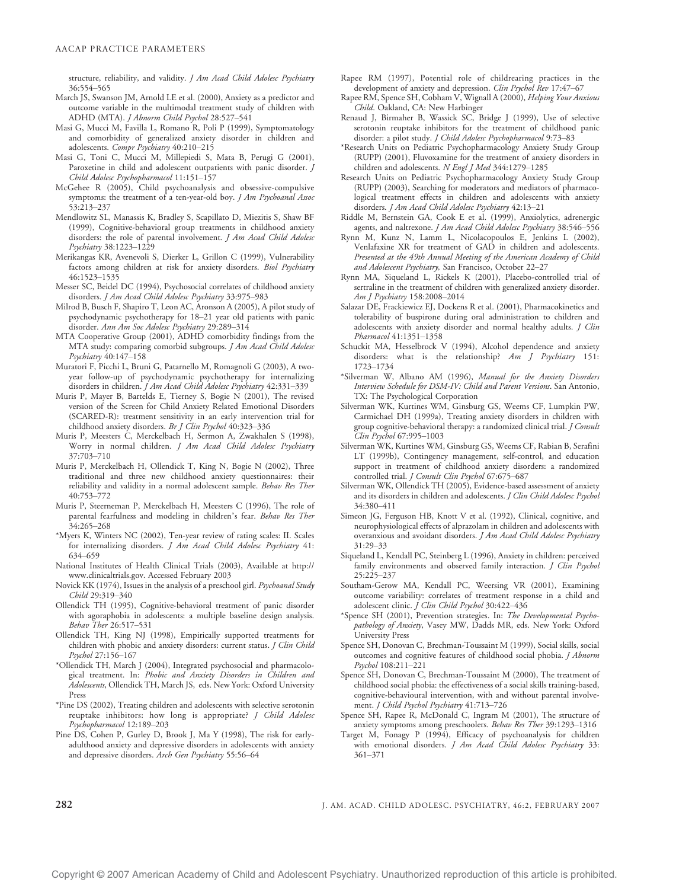structure, reliability, and validity. *J Am Acad Child Adolesc Psychiatry* 36:554–565

March JS, Swanson JM, Arnold LE et al. (2000), Anxiety as a predictor and outcome variable in the multimodal treatment study of children with ADHD (MTA). *J Abnorm Child Psychol* 28:527–541

Masi G, Mucci M, Favilla L, Romano R, Poli P (1999), Symptomatology and comorbidity of generalized anxiety disorder in children and adolescents. *Compr Psychiatry* 40:210–215

Masi G, Toni C, Mucci M, Millepiedi S, Mata B, Perugi G (2001), Paroxetine in child and adolescent outpatients with panic disorder. *J Child Adolesc Psychopharmacol* 11:151–157

McGehee R (2005), Child psychoanalysis and obsessive-compulsive symptoms: the treatment of a ten-year-old boy. *J Am Psychoanal Assoc* 53:213–237

Mendlowitz SL, Manassis K, Bradley S, Scapillato D, Miezitis S, Shaw BF (1999), Cognitive-behavioral group treatments in childhood anxiety disorders: the role of parental involvement. *J Am Acad Child Adolesc Psychiatry* 38:1223–1229

Merikangas KR, Avenevoli S, Dierker L, Grillon C (1999), Vulnerability factors among children at risk for anxiety disorders. *Biol Psychiatry* 46:1523–1535

Messer SC, Beidel DC (1994), Psychosocial correlates of childhood anxiety disorders. *J Am Acad Child Adolesc Psychiatry* 33:975–983

Milrod B, Busch F, Shapiro T, Leon AC, Aronson A (2005), A pilot study of psychodynamic psychotherapy for 18–21 year old patients with panic disorder. *Ann Am Soc Adolesc Psychiatry* 29:289–314

MTA Cooperative Group (2001), ADHD comorbidity findings from the MTA study: comparing comorbid subgroups. *J Am Acad Child Adolesc Psychiatry* 40:147–158

Muratori F, Picchi L, Bruni G, Patarnello M, Romagnoli G (2003), A two-year follow-up of psychodynamic psychotherapy for internalizing disorders in children. *J Am Acad Child Adolesc Psychiatry* 42:331–339

Muris P, Mayer B, Bartelds E, Tierney S, Bogie N (2001), The revised version of the Screen for Child Anxiety Related Emotional Disorders (SCARED-R): treatment sensitivity in an early intervention trial for childhood anxiety disorders. *Br J Clin Psychol* 40:323–336

Muris P, Meesters C, Merckelbach H, Sermon A, Zwakhalen S (1998), Worry in normal children. *J Am Acad Child Adolesc Psychiatry* 37:703–710

Muris P, Merckelbach H, Ollendick T, King N, Bogie N (2002), Three traditional and three new childhood anxiety questionnaires: their reliability and validity in a normal adolescent sample. *Behav Res Ther* 40:753–772

Muris P, Steerneman P, Merckelbach H, Meesters C (1996), The role of parental fearfulness and modeling in children's fear. *Behav Res Ther* 34:265–268

*Myers K, Winters NC (2002), Ten-year review of rating scales: II. Scales for internalizing disorders. *J Am Acad Child Adolesc Psychiatry* 41: 634–659

National Institutes of Health Clinical Trials (2003), Available at http://www.clinicaltrials.gov. Accessed February 2003

Novick KK (1974), Issues in the analysis of a preschool girl. *Psychoanal Study Child* 29:319–340

Ollendick TH (1995), Cognitive-behavioral treatment of panic disorder with agoraphobia in adolescents: a multiple baseline design analysis. *Behav Ther* 26:517–531

Ollendick TH, King NJ (1998), Empirically supported treatments for children with phobic and anxiety disorders: current status. *J Clin Child Psychol* 27:156–167

*Ollendick TH, March J (2004), Integrated psychosocial and pharmacological treatment. In: *Phobic and Anxiety Disorders in Children and Adolescents*, Ollendick TH, March JS, eds. New York: Oxford University Press

*Pine DS (2002), Treating children and adolescents with selective serotonin reuptake inhibitors: how long is appropriate? *J Child Adolesc Psychopharmacol* 12:189–203

Pine DS, Cohen P, Gurley D, Brook J, Ma Y (1998), The risk for early-adulthood anxiety and depressive disorders in adolescents with anxiety and depressive disorders. *Arch Gen Psychiatry* 55:56–64

Rapee RM (1997), Potential role of childrearing practices in the development of anxiety and depression. *Clin Psychol Rev* 17:47–67

Rapee RM, Spence SH, Cobham V, Wignall A (2000), *Helping Your Anxious Child*. Oakland, CA: New Harbinger

Renaud J, Birmaher B, Wassick SC, Bridge J (1999), Use of selective serotonin reuptake inhibitors for the treatment of childhood panic disorder: a pilot study. *J Child Adolesc Psychopharmacol* 9:73–83

*Research Units on Pediatric Psychopharmacology Anxiety Study Group (RUPP) (2001), Fluvoxamine for the treatment of anxiety disorders in children and adolescents. *N Engl J Med* 344:1279–1285

Research Units on Pediatric Psychopharmacology Anxiety Study Group (RUPP) (2003), Searching for moderators and mediators of pharmacological treatment effects in children and adolescents with anxiety disorders. *J Am Acad Child Adolesc Psychiatry* 42:13–21

Riddle M, Bernstein GA, Cook E et al. (1999), Anxiolytics, adrenergic agents, and naltrexone. *J Am Acad Child Adolesc Psychiatry* 38:546–556

Rynn M, Kunz N, Lamm L, Nicolacopoulos E, Jenkins L (2002), Venlafaxine XR for treatment of GAD in children and adolescents. *Presented at the 49th Annual Meeting of the American Academy of Child and Adolescent Psychiatry*, San Francisco, October 22–27

Rynn MA, Siqueland L, Rickels K (2001), Placebo-controlled trial of sertraline in the treatment of children with generalized anxiety disorder. *Am J Psychiatry* 158:2008–2014

Salazar DE, Frackiewicz EJ, Dockens R et al. (2001), Pharmacokinetics and tolerability of buspirone during oral administration to children and adolescents with anxiety disorder and normal healthy adults. *J Clin Pharmacol* 41:1351–1358

Schuckit MA, Hesselbrock V (1994), Alcohol dependence and anxiety disorders: what is the relationship? *Am J Psychiatry* 151: 1723–1734

*Silverman W, Albano AM (1996), *Manual for the Anxiety Disorders Interview Schedule for DSM-IV: Child and Parent Versions*. San Antonio, TX: The Psychological Corporation

Silverman WK, Kurtines WM, Ginsburg GS, Weems CF, Lumpkin PW, Carmichael DH (1999a), Treating anxiety disorders in children with group cognitive-behavioral therapy: a randomized clinical trial. *J Consult Clin Psychol* 67:995–1003

Silverman WK, Kurtines WM, Ginsburg GS, Weems CF, Rabian B, Serafini LT (1999b), Contingency management, self-control, and education support in treatment of childhood anxiety disorders: a randomized controlled trial. *J Consult Clin Psychol* 67:675–687

Silverman WK, Ollendick TH (2005), Evidence-based assessment of anxiety and its disorders in children and adolescents. *J Clin Child Adolesc Psychol* 34:380–411

Simeon JG, Ferguson HB, Knott V et al. (1992), Clinical, cognitive, and neurophysiological effects of alprazolam in children and adolescents with overanxious and avoidant disorders. *J Am Acad Child Adolesc Psychiatry* 31:29–33

Siqueland L, Kendall PC, Steinberg L (1996), Anxiety in children: perceived family environments and observed family interaction. *J Clin Psychol* 25:225–237

Southam-Gerow MA, Kendall PC, Weersing VR (2001), Examining outcome variability: correlates of treatment response in a child and adolescent clinic. *J Clin Child Psychol* 30:422–436

*Spence SH (2001), Prevention strategies. In: *The Developmental Psychopathology of Anxiety*, Vasey MW, Dadds MR, eds. New York: Oxford University Press

Spence SH, Donovan C, Brechman-Toussaint M (1999), Social skills, social outcomes and cognitive features of childhood social phobia. *J Abnorm Psychol* 108:211–221

Spence SH, Donovan C, Brechman-Toussaint M (2000), The treatment of childhood social phobia: the effectiveness of a social skills training-based, cognitive-behavioural intervention, with and without parental involvement. *J Child Psychol Psychiatry* 41:713–726

Spence SH, Rapee R, McDonald C, Ingram M (2001), The structure of anxiety symptoms among preschoolers. *Behav Res Ther* 39:1293–1316

Target M, Fonagy P (1994), Efficacy of psychoanalysis for children with emotional disorders. *J Am Acad Child Adolesc Psychiatry* 33: 361–371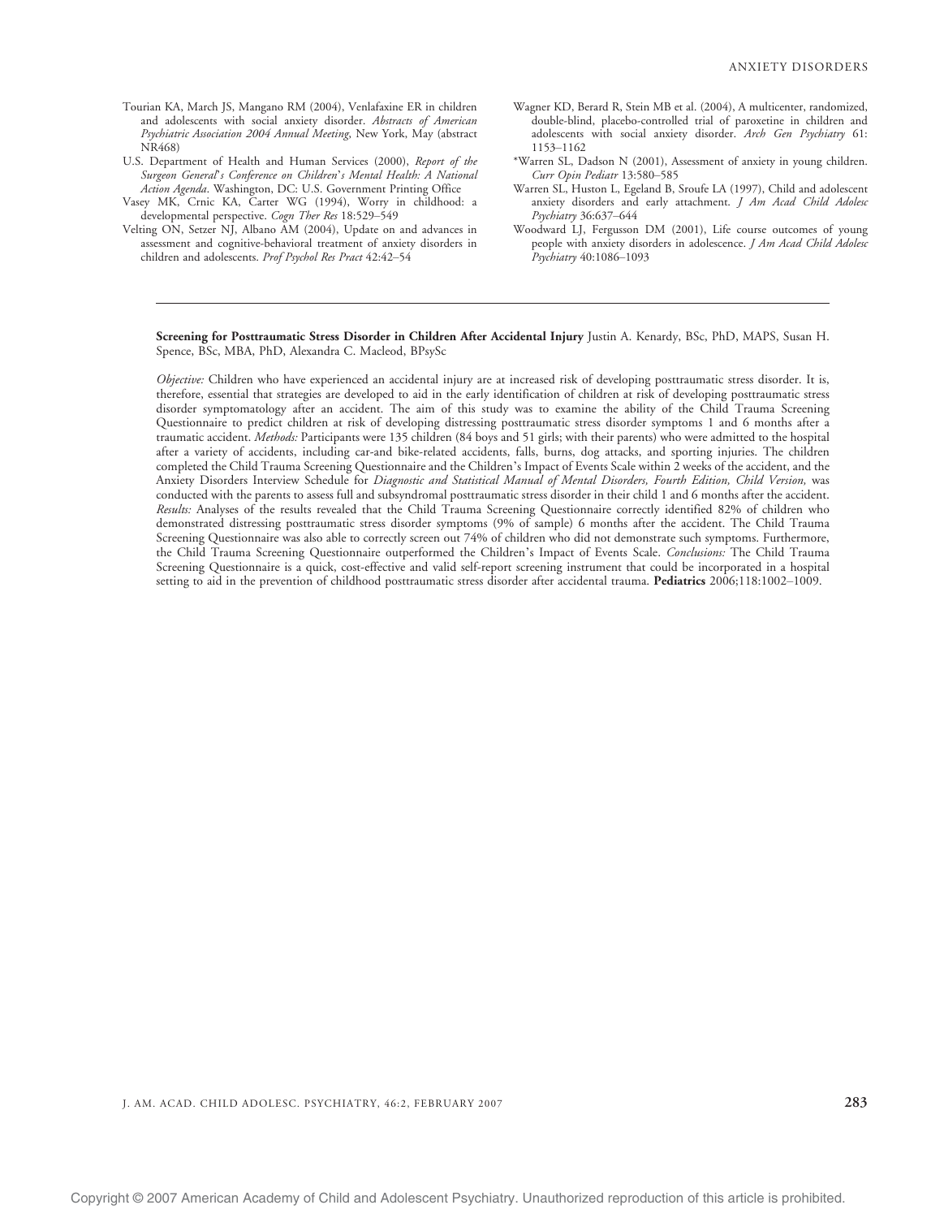Tourian KA, March JS, Mangano RM (2004), Venlafaxine ER in children and adolescents with social anxiety disorder. *Abstracts of American Psychiatric Association 2004 Annual Meeting*, New York, May (abstract NR468)

U.S. Department of Health and Human Services (2000), *Report of the Surgeon General's Conference on Children's Mental Health: A National Action Agenda*. Washington, DC: U.S. Government Printing Office

Vasey MK, Crnic KA, Carter WG (1994), Worry in childhood: a developmental perspective. *Cogn Ther Res* 18:529–549

Velting ON, Setzer NJ, Albano AM (2004), Update on and advances in assessment and cognitive-behavioral treatment of anxiety disorders in children and adolescents. *Prof Psychol Res Pract* 42:42–54

Wagner KD, Berard R, Stein MB et al. (2004), A multicenter, randomized, double-blind, placebo-controlled trial of paroxetine in children and adolescents with social anxiety disorder. *Arch Gen Psychiatry* 61: 1153–1162

*Warren SL, Dadson N (2001), Assessment of anxiety in young children. *Curr Opin Pediatr* 13:580–585

Warren SL, Huston L, Egeland B, Sroufe LA (1997), Child and adolescent anxiety disorders and early attachment. *J Am Acad Child Adolesc Psychiatry* 36:637–644

Woodward LJ, Fergusson DM (2001), Life course outcomes of young people with anxiety disorders in adolescence. *J Am Acad Child Adolesc Psychiatry* 40:1086–1093

---

**Screening for Posttraumatic Stress Disorder in Children After Accidental Injury** Justin A. Kenardy, BSc, PhD, MAPS, Susan H. Spence, BSc, MBA, PhD, Alexandra C. Macleod, BPsySc

*Objective:* Children who have experienced an accidental injury are at increased risk of developing posttraumatic stress disorder. It is, therefore, essential that strategies are developed to aid in the early identification of children at risk of developing posttraumatic stress disorder symptomatology after an accident. The aim of this study was to examine the ability of the Child Trauma Screening Questionnaire to predict children at risk of developing distressing posttraumatic stress disorder symptoms 1 and 6 months after a traumatic accident. *Methods:* Participants were 135 children (84 boys and 51 girls; with their parents) who were admitted to the hospital after a variety of accidents, including car-and bike-related accidents, falls, burns, dog attacks, and sporting injuries. The children completed the Child Trauma Screening Questionnaire and the Children's Impact of Events Scale within 2 weeks of the accident, and the Anxiety Disorders Interview Schedule for *Diagnostic and Statistical Manual of Mental Disorders, Fourth Edition, Child Version,* was conducted with the parents to assess full and subsyndromal posttraumatic stress disorder in their child 1 and 6 months after the accident. *Results:* Analyses of the results revealed that the Child Trauma Screening Questionnaire correctly identified 82% of children who demonstrated distressing posttraumatic stress disorder symptoms (9% of sample) 6 months after the accident. The Child Trauma Screening Questionnaire was also able to correctly screen out 74% of children who did not demonstrate such symptoms. Furthermore, the Child Trauma Screening Questionnaire outperformed the Children's Impact of Events Scale. *Conclusions:* The Child Trauma Screening Questionnaire is a quick, cost-effective and valid self-report screening instrument that could be incorporated in a hospital setting to aid in the prevention of childhood posttraumatic stress disorder after accidental trauma. **Pediatrics** 2006;118:1002–1009.